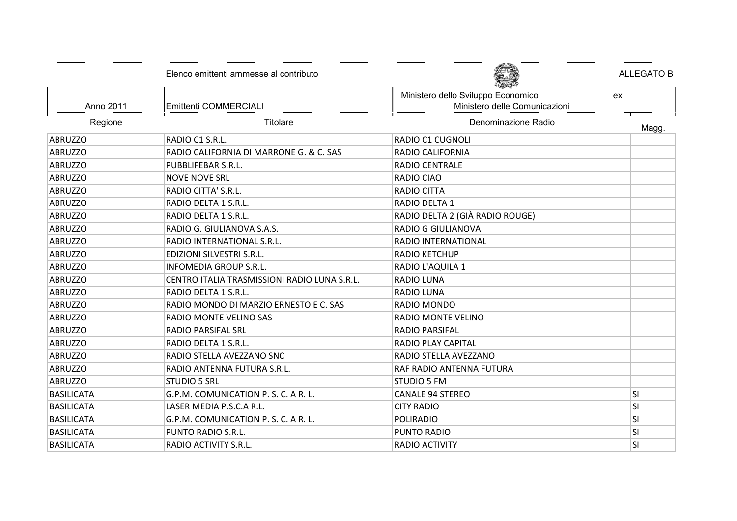| | | | |
|---|---|---|---|
| | Elenco emittenti ammesse al contributo | | ALLEGATO B |
| Anno 2011 | Emittenti COMMERCIALI | Ministero dello Sviluppo Economico ex Ministero delle Comunicazioni | |
| Regione | Titolare | Denominazione Radio | Magg. |
| ABRUZZO | RADIO C1 S.R.L. | RADIO C1 CUGNOLI | |
| ABRUZZO | RADIO CALIFORNIA DI MARRONE G. & C. SAS | RADIO CALIFORNIA | |
| ABRUZZO | PUBBLIFEBAR S.R.L. | RADIO CENTRALE | |
| ABRUZZO | NOVE NOVE SRL | RADIO CIAO | |
| ABRUZZO | RADIO CITTA' S.R.L. | RADIO CITTA | |
| ABRUZZO | RADIO DELTA 1 S.R.L. | RADIO DELTA 1 | |
| ABRUZZO | RADIO DELTA 1 S.R.L. | RADIO DELTA 2 (GIÀ RADIO ROUGE) | |
| ABRUZZO | RADIO G. GIULIANOVA S.A.S. | RADIO G GIULIANOVA | |
| ABRUZZO | RADIO INTERNATIONAL S.R.L. | RADIO INTERNATIONAL | |
| ABRUZZO | EDIZIONI SILVESTRI S.R.L. | RADIO KETCHUP | |
| ABRUZZO | INFOMEDIA GROUP S.R.L. | RADIO L'AQUILA 1 | |
| ABRUZZO | CENTRO ITALIA TRASMISSIONI RADIO LUNA S.R.L. | RADIO LUNA | |
| ABRUZZO | RADIO DELTA 1 S.R.L. | RADIO LUNA | |
| ABRUZZO | RADIO MONDO DI MARZIO ERNESTO E C. SAS | RADIO MONDO | |
| ABRUZZO | RADIO MONTE VELINO SAS | RADIO MONTE VELINO | |
| ABRUZZO | RADIO PARSIFAL SRL | RADIO PARSIFAL | |
| ABRUZZO | RADIO DELTA 1 S.R.L. | RADIO PLAY CAPITAL | |
| ABRUZZO | RADIO STELLA AVEZZANO SNC | RADIO STELLA AVEZZANO | |
| ABRUZZO | RADIO ANTENNA FUTURA S.R.L. | RAF RADIO ANTENNA FUTURA | |
| ABRUZZO | STUDIO 5 SRL | STUDIO 5 FM | |
| BASILICATA | G.P.M. COMUNICATION P. S. C. A R. L. | CANALE 94 STEREO | SI |
| BASILICATA | LASER MEDIA P.S.C.A R.L. | CITY RADIO | SI |
| BASILICATA | G.P.M. COMUNICATION P. S. C. A R. L. | POLIRADIO | SI |
| BASILICATA | PUNTO RADIO S.R.L. | PUNTO RADIO | SI |
| BASILICATA | RADIO ACTIVITY S.R.L. | RADIO ACTIVITY | SI |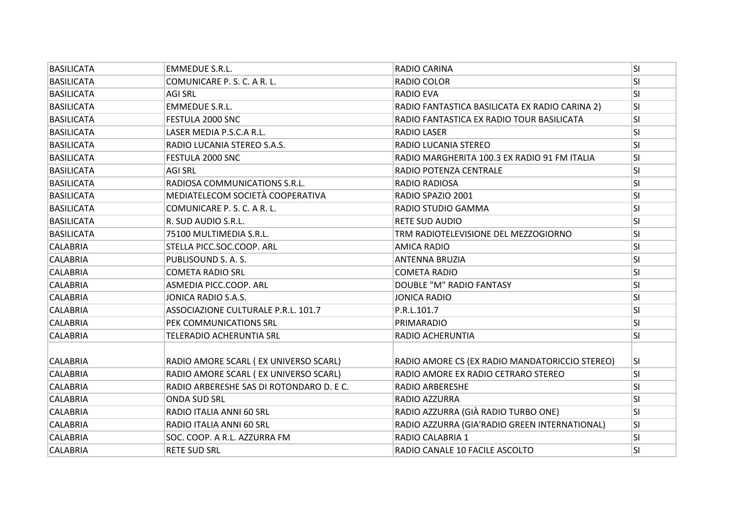| | | | |
|---|---|---|---|
| BASILICATA | EMMEDUE S.R.L. | RADIO CARINA | SI |
| BASILICATA | COMUNICARE P. S. C. A R. L. | RADIO COLOR | SI |
| BASILICATA | AGI SRL | RADIO EVA | SI |
| BASILICATA | EMMEDUE S.R.L. | RADIO FANTASTICA BASILICATA EX RADIO CARINA 2) | SI |
| BASILICATA | FESTULA 2000 SNC | RADIO FANTASTICA EX RADIO TOUR BASILICATA | SI |
| BASILICATA | LASER MEDIA P.S.C.A R.L. | RADIO LASER | SI |
| BASILICATA | RADIO LUCANIA STEREO S.A.S. | RADIO LUCANIA STEREO | SI |
| BASILICATA | FESTULA 2000 SNC | RADIO MARGHERITA 100.3 EX RADIO 91 FM ITALIA | SI |
| BASILICATA | AGI SRL | RADIO POTENZA CENTRALE | SI |
| BASILICATA | RADIOSA COMMUNICATIONS S.R.L. | RADIO RADIOSA | SI |
| BASILICATA | MEDIATELECOM SOCIETÀ COOPERATIVA | RADIO SPAZIO 2001 | SI |
| BASILICATA | COMUNICARE P. S. C. A R. L. | RADIO STUDIO GAMMA | SI |
| BASILICATA | R. SUD AUDIO S.R.L. | RETE SUD AUDIO | SI |
| BASILICATA | 75100 MULTIMEDIA S.R.L. | TRM RADIOTELEVISIONE DEL MEZZOGIORNO | SI |
| CALABRIA | STELLA PICC.SOC.COOP. ARL | AMICA RADIO | SI |
| CALABRIA | PUBLISOUND S. A. S. | ANTENNA BRUZIA | SI |
| CALABRIA | COMETA RADIO SRL | COMETA RADIO | SI |
| CALABRIA | ASMEDIA PICC.COOP. ARL | DOUBLE "M" RADIO FANTASY | SI |
| CALABRIA | JONICA RADIO S.A.S. | JONICA RADIO | SI |
| CALABRIA | ASSOCIAZIONE CULTURALE P.R.L. 101.7 | P.R.L.101.7 | SI |
| CALABRIA | PEK COMMUNICATIONS SRL | PRIMARADIO | SI |
| CALABRIA | TELERADIO ACHERUNTIA SRL | RADIO ACHERUNTIA | SI |
| CALABRIA | RADIO AMORE SCARL ( EX UNIVERSO SCARL) | RADIO AMORE CS (EX RADIO MANDATORICCIO STEREO) | SI |
| CALABRIA | RADIO AMORE SCARL ( EX UNIVERSO SCARL) | RADIO AMORE EX RADIO CETRARO STEREO | SI |
| CALABRIA | RADIO ARBERESHE SAS DI ROTONDARO D. E C. | RADIO ARBERESHE | SI |
| CALABRIA | ONDA SUD SRL | RADIO AZZURRA | SI |
| CALABRIA | RADIO ITALIA ANNI 60 SRL | RADIO AZZURRA (GIÀ RADIO TURBO ONE) | SI |
| CALABRIA | RADIO ITALIA ANNI 60 SRL | RADIO AZZURRA (GIA'RADIO GREEN INTERNATIONAL) | SI |
| CALABRIA | SOC. COOP. A R.L. AZZURRA FM | RADIO CALABRIA 1 | SI |
| CALABRIA | RETE SUD SRL | RADIO CANALE 10 FACILE ASCOLTO | SI |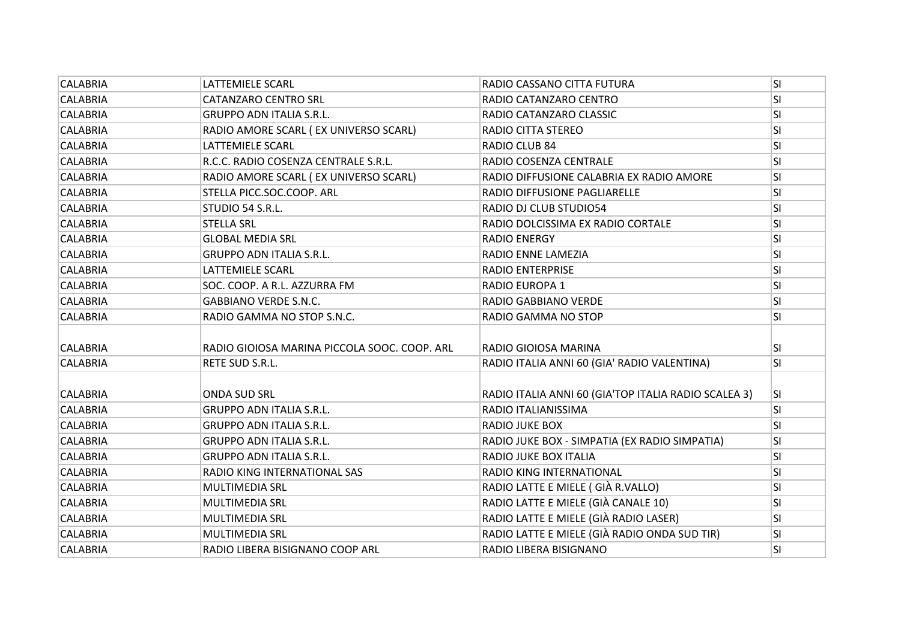| | | | |
|---|---|---|---|
| CALABRIA | LATTEMIELE SCARL | RADIO CASSANO CITTA FUTURA | SI |
| CALABRIA | CATANZARO CENTRO SRL | RADIO CATANZARO CENTRO | SI |
| CALABRIA | GRUPPO ADN ITALIA S.R.L. | RADIO CATANZARO CLASSIC | SI |
| CALABRIA | RADIO AMORE SCARL ( EX UNIVERSO SCARL) | RADIO CITTA STEREO | SI |
| CALABRIA | LATTEMIELE SCARL | RADIO CLUB 84 | SI |
| CALABRIA | R.C.C. RADIO COSENZA CENTRALE S.R.L. | RADIO COSENZA CENTRALE | SI |
| CALABRIA | RADIO AMORE SCARL ( EX UNIVERSO SCARL) | RADIO DIFFUSIONE CALABRIA EX RADIO AMORE | SI |
| CALABRIA | STELLA PICC.SOC.COOP. ARL | RADIO DIFFUSIONE PAGLIARELLE | SI |
| CALABRIA | STUDIO 54 S.R.L. | RADIO DJ CLUB STUDIO54 | SI |
| CALABRIA | STELLA SRL | RADIO DOLCISSIMA EX RADIO CORTALE | SI |
| CALABRIA | GLOBAL MEDIA SRL | RADIO ENERGY | SI |
| CALABRIA | GRUPPO ADN ITALIA S.R.L. | RADIO ENNE LAMEZIA | SI |
| CALABRIA | LATTEMIELE SCARL | RADIO ENTERPRISE | SI |
| CALABRIA | SOC. COOP. A R.L. AZZURRA FM | RADIO EUROPA 1 | SI |
| CALABRIA | GABBIANO VERDE S.N.C. | RADIO GABBIANO VERDE | SI |
| CALABRIA | RADIO GAMMA NO STOP S.N.C. | RADIO GAMMA NO STOP | SI |
| CALABRIA | RADIO GIOIOSA MARINA PICCOLA SOOC. COOP. ARL | RADIO GIOIOSA MARINA | SI |
| CALABRIA | RETE SUD S.R.L. | RADIO ITALIA ANNI 60 (GIA' RADIO VALENTINA) | SI |
| CALABRIA | ONDA SUD SRL | RADIO ITALIA ANNI 60 (GIA'TOP ITALIA RADIO SCALEA 3) | SI |
| CALABRIA | GRUPPO ADN ITALIA S.R.L. | RADIO ITALIANISSIMA | SI |
| CALABRIA | GRUPPO ADN ITALIA S.R.L. | RADIO JUKE BOX | SI |
| CALABRIA | GRUPPO ADN ITALIA S.R.L. | RADIO JUKE BOX - SIMPATIA (EX RADIO SIMPATIA) | SI |
| CALABRIA | GRUPPO ADN ITALIA S.R.L. | RADIO JUKE BOX ITALIA | SI |
| CALABRIA | RADIO KING INTERNATIONAL SAS | RADIO KING INTERNATIONAL | SI |
| CALABRIA | MULTIMEDIA SRL | RADIO LATTE E MIELE ( GIÀ R.VALLO) | SI |
| CALABRIA | MULTIMEDIA SRL | RADIO LATTE E MIELE (GIÀ CANALE 10) | SI |
| CALABRIA | MULTIMEDIA SRL | RADIO LATTE E MIELE (GIÀ RADIO LASER) | SI |
| CALABRIA | MULTIMEDIA SRL | RADIO LATTE E MIELE (GIÀ RADIO ONDA SUD TIR) | SI |
| CALABRIA | RADIO LIBERA BISIGNANO COOP ARL | RADIO LIBERA BISIGNANO | SI |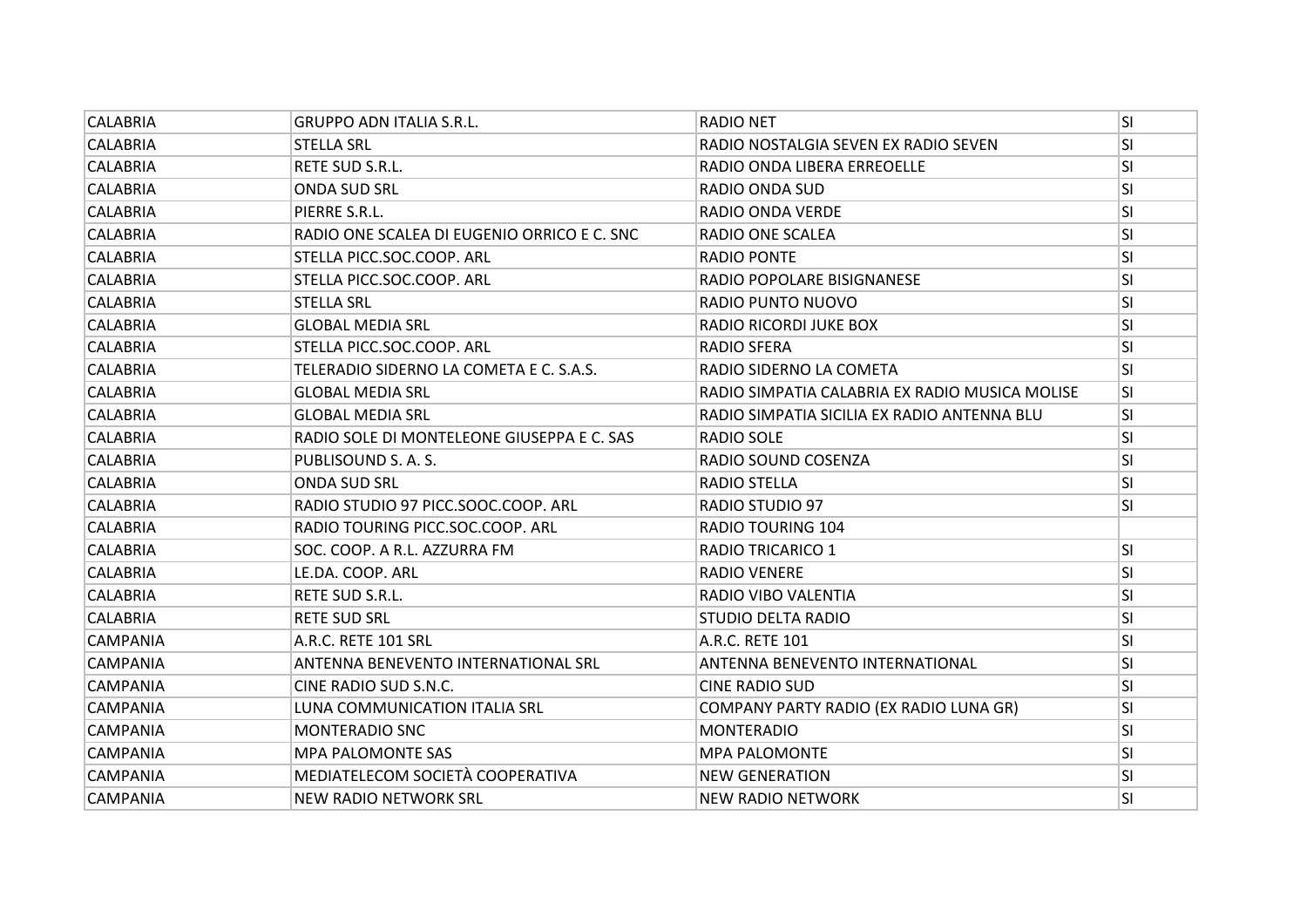| CALABRIA | GRUPPO ADN ITALIA S.R.L. | RADIO NET | SI |
|---|---|---|---|
| CALABRIA | STELLA SRL | RADIO NOSTALGIA SEVEN EX RADIO SEVEN | SI |
| CALABRIA | RETE SUD S.R.L. | RADIO ONDA LIBERA ERREOELLE | SI |
| CALABRIA | ONDA SUD SRL | RADIO ONDA SUD | SI |
| CALABRIA | PIERRE S.R.L. | RADIO ONDA VERDE | SI |
| CALABRIA | RADIO ONE SCALEA DI EUGENIO ORRICO E C. SNC | RADIO ONE SCALEA | SI |
| CALABRIA | STELLA PICC.SOC.COOP. ARL | RADIO PONTE | SI |
| CALABRIA | STELLA PICC.SOC.COOP. ARL | RADIO POPOLARE BISIGNANESE | SI |
| CALABRIA | STELLA SRL | RADIO PUNTO NUOVO | SI |
| CALABRIA | GLOBAL MEDIA SRL | RADIO RICORDI JUKE BOX | SI |
| CALABRIA | STELLA PICC.SOC.COOP. ARL | RADIO SFERA | SI |
| CALABRIA | TELERADIO SIDERNO LA COMETA E C. S.A.S. | RADIO SIDERNO LA COMETA | SI |
| CALABRIA | GLOBAL MEDIA SRL | RADIO SIMPATIA CALABRIA EX RADIO MUSICA MOLISE | SI |
| CALABRIA | GLOBAL MEDIA SRL | RADIO SIMPATIA SICILIA EX RADIO ANTENNA BLU | SI |
| CALABRIA | RADIO SOLE DI MONTELEONE GIUSEPPA E C. SAS | RADIO SOLE | SI |
| CALABRIA | PUBLISOUND S. A. S. | RADIO SOUND COSENZA | SI |
| CALABRIA | ONDA SUD SRL | RADIO STELLA | SI |
| CALABRIA | RADIO STUDIO 97 PICC.SOOC.COOP. ARL | RADIO STUDIO 97 | SI |
| CALABRIA | RADIO TOURING PICC.SOC.COOP. ARL | RADIO TOURING 104 | |
| CALABRIA | SOC. COOP. A R.L. AZZURRA FM | RADIO TRICARICO 1 | SI |
| CALABRIA | LE.DA. COOP. ARL | RADIO VENERE | SI |
| CALABRIA | RETE SUD S.R.L. | RADIO VIBO VALENTIA | SI |
| CALABRIA | RETE SUD SRL | STUDIO DELTA RADIO | SI |
| CAMPANIA | A.R.C. RETE 101 SRL | A.R.C. RETE 101 | SI |
| CAMPANIA | ANTENNA BENEVENTO INTERNATIONAL SRL | ANTENNA BENEVENTO INTERNATIONAL | SI |
| CAMPANIA | CINE RADIO SUD S.N.C. | CINE RADIO SUD | SI |
| CAMPANIA | LUNA COMMUNICATION ITALIA SRL | COMPANY PARTY RADIO (EX RADIO LUNA GR) | SI |
| CAMPANIA | MONTERADIO SNC | MONTERADIO | SI |
| CAMPANIA | MPA PALOMONTE SAS | MPA PALOMONTE | SI |
| CAMPANIA | MEDIATELECOM SOCIETÀ COOPERATIVA | NEW GENERATION | SI |
| CAMPANIA | NEW RADIO NETWORK SRL | NEW RADIO NETWORK | SI |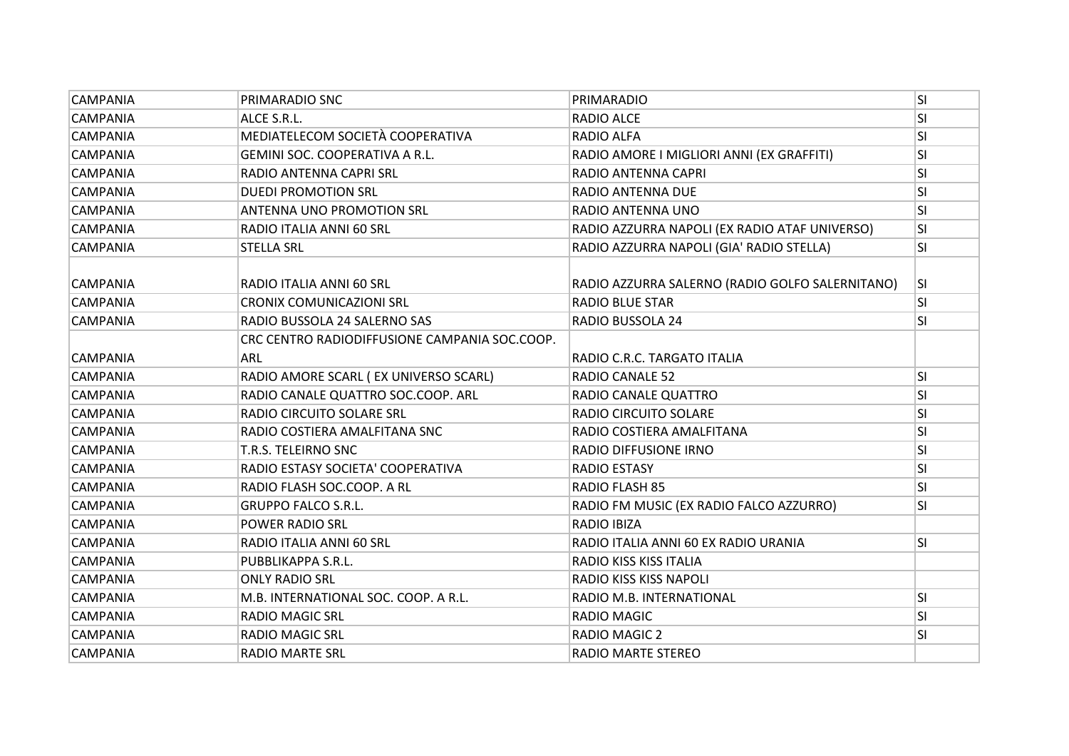| | | | |
|---|---|---|---|
| CAMPANIA | PRIMARADIO SNC | PRIMARADIO | SI |
| CAMPANIA | ALCE S.R.L. | RADIO ALCE | SI |
| CAMPANIA | MEDIATELECOM SOCIETÀ COOPERATIVA | RADIO ALFA | SI |
| CAMPANIA | GEMINI SOC. COOPERATIVA A R.L. | RADIO AMORE I MIGLIORI ANNI (EX GRAFFITI) | SI |
| CAMPANIA | RADIO ANTENNA CAPRI SRL | RADIO ANTENNA CAPRI | SI |
| CAMPANIA | DUEDI PROMOTION SRL | RADIO ANTENNA DUE | SI |
| CAMPANIA | ANTENNA UNO PROMOTION SRL | RADIO ANTENNA UNO | SI |
| CAMPANIA | RADIO ITALIA ANNI 60 SRL | RADIO AZZURRA NAPOLI (EX RADIO ATAF UNIVERSO) | SI |
| CAMPANIA | STELLA SRL | RADIO AZZURRA NAPOLI (GIA' RADIO STELLA) | SI |
| CAMPANIA | RADIO ITALIA ANNI 60 SRL | RADIO AZZURRA SALERNO (RADIO GOLFO SALERNITANO) | SI |
| CAMPANIA | CRONIX COMUNICAZIONI SRL | RADIO BLUE STAR | SI |
| CAMPANIA | RADIO BUSSOLA 24 SALERNO SAS | RADIO BUSSOLA 24 | SI |
| CAMPANIA | CRC CENTRO RADIODIFFUSIONE CAMPANIA SOC.COOP. ARL | RADIO C.R.C. TARGATO ITALIA | |
| CAMPANIA | RADIO AMORE SCARL ( EX UNIVERSO SCARL) | RADIO CANALE 52 | SI |
| CAMPANIA | RADIO CANALE QUATTRO SOC.COOP. ARL | RADIO CANALE QUATTRO | SI |
| CAMPANIA | RADIO CIRCUITO SOLARE SRL | RADIO CIRCUITO SOLARE | SI |
| CAMPANIA | RADIO COSTIERA AMALFITANA SNC | RADIO COSTIERA AMALFITANA | SI |
| CAMPANIA | T.R.S. TELEIRNO SNC | RADIO DIFFUSIONE IRNO | SI |
| CAMPANIA | RADIO ESTASY SOCIETA' COOPERATIVA | RADIO ESTASY | SI |
| CAMPANIA | RADIO FLASH SOC.COOP. A RL | RADIO FLASH 85 | SI |
| CAMPANIA | GRUPPO FALCO S.R.L. | RADIO FM MUSIC (EX RADIO FALCO AZZURRO) | SI |
| CAMPANIA | POWER RADIO SRL | RADIO IBIZA | |
| CAMPANIA | RADIO ITALIA ANNI 60 SRL | RADIO ITALIA ANNI 60 EX RADIO URANIA | SI |
| CAMPANIA | PUBBLIKAPPA S.R.L. | RADIO KISS KISS ITALIA | |
| CAMPANIA | ONLY RADIO SRL | RADIO KISS KISS NAPOLI | |
| CAMPANIA | M.B. INTERNATIONAL SOC. COOP. A R.L. | RADIO M.B. INTERNATIONAL | SI |
| CAMPANIA | RADIO MAGIC SRL | RADIO MAGIC | SI |
| CAMPANIA | RADIO MAGIC SRL | RADIO MAGIC 2 | SI |
| CAMPANIA | RADIO MARTE SRL | RADIO MARTE STEREO | |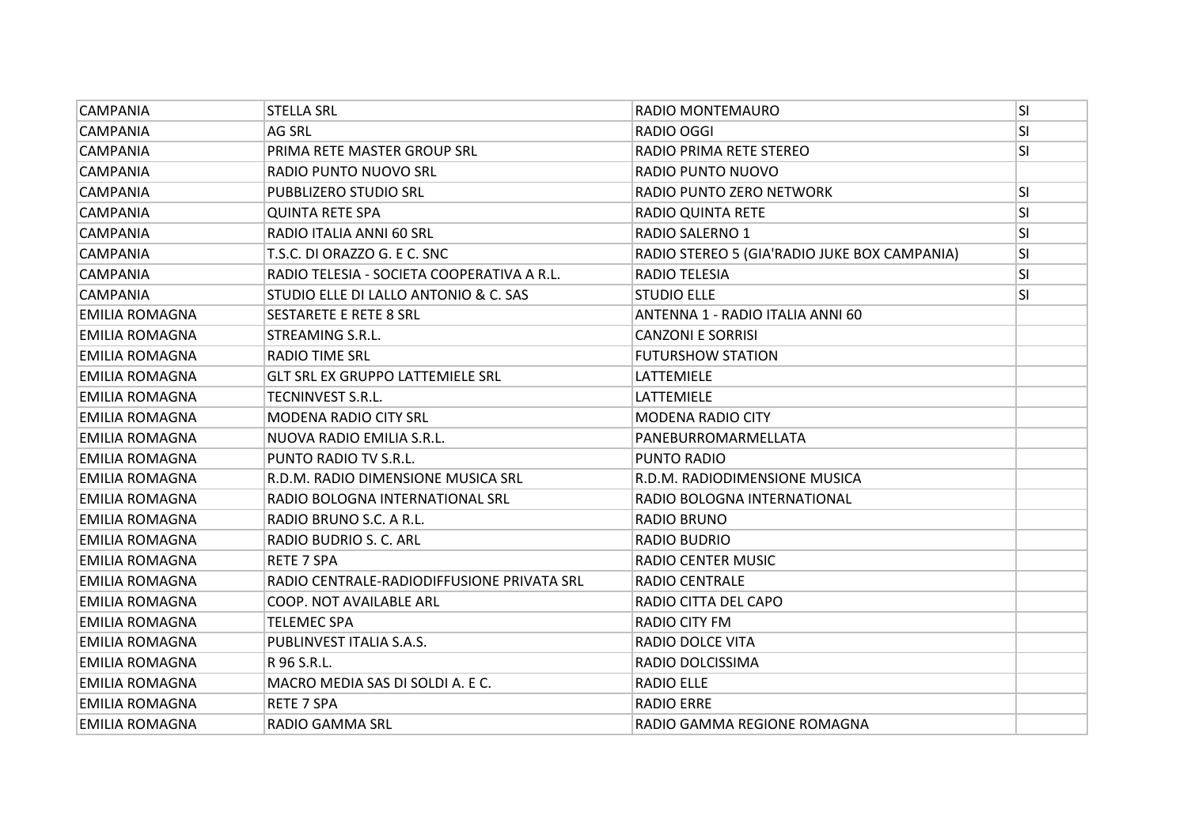| | | | |
|---|---|---|---|
| CAMPANIA | STELLA SRL | RADIO MONTEMAURO | SI |
| CAMPANIA | AG SRL | RADIO OGGI | SI |
| CAMPANIA | PRIMA RETE MASTER GROUP SRL | RADIO PRIMA RETE STEREO | SI |
| CAMPANIA | RADIO PUNTO NUOVO SRL | RADIO PUNTO NUOVO | |
| CAMPANIA | PUBBLIZERO STUDIO SRL | RADIO PUNTO ZERO NETWORK | SI |
| CAMPANIA | QUINTA RETE SPA | RADIO QUINTA RETE | SI |
| CAMPANIA | RADIO ITALIA ANNI 60 SRL | RADIO SALERNO 1 | SI |
| CAMPANIA | T.S.C. DI ORAZZO G. E C. SNC | RADIO STEREO 5 (GIA'RADIO JUKE BOX CAMPANIA) | SI |
| CAMPANIA | RADIO TELESIA - SOCIETA COOPERATIVA A R.L. | RADIO TELESIA | SI |
| CAMPANIA | STUDIO ELLE DI LALLO ANTONIO & C. SAS | STUDIO ELLE | SI |
| EMILIA ROMAGNA | SESTARETE E RETE 8 SRL | ANTENNA 1 - RADIO ITALIA ANNI 60 | |
| EMILIA ROMAGNA | STREAMING S.R.L. | CANZONI E SORRISI | |
| EMILIA ROMAGNA | RADIO TIME SRL | FUTURSHOW STATION | |
| EMILIA ROMAGNA | GLT SRL EX GRUPPO LATTEMIELE SRL | LATTEMIELE | |
| EMILIA ROMAGNA | TECNINVEST S.R.L. | LATTEMIELE | |
| EMILIA ROMAGNA | MODENA RADIO CITY SRL | MODENA RADIO CITY | |
| EMILIA ROMAGNA | NUOVA RADIO EMILIA S.R.L. | PANEBURROMARMELLATA | |
| EMILIA ROMAGNA | PUNTO RADIO TV S.R.L. | PUNTO RADIO | |
| EMILIA ROMAGNA | R.D.M. RADIO DIMENSIONE MUSICA SRL | R.D.M. RADIODIMENSIONE MUSICA | |
| EMILIA ROMAGNA | RADIO BOLOGNA INTERNATIONAL SRL | RADIO BOLOGNA INTERNATIONAL | |
| EMILIA ROMAGNA | RADIO BRUNO S.C. A R.L. | RADIO BRUNO | |
| EMILIA ROMAGNA | RADIO BUDRIO S. C. ARL | RADIO BUDRIO | |
| EMILIA ROMAGNA | RETE 7 SPA | RADIO CENTER MUSIC | |
| EMILIA ROMAGNA | RADIO CENTRALE-RADIODIFFUSIONE PRIVATA SRL | RADIO CENTRALE | |
| EMILIA ROMAGNA | COOP. NOT AVAILABLE ARL | RADIO CITTA DEL CAPO | |
| EMILIA ROMAGNA | TELEMEC SPA | RADIO CITY FM | |
| EMILIA ROMAGNA | PUBLINVEST ITALIA S.A.S. | RADIO DOLCE VITA | |
| EMILIA ROMAGNA | R 96 S.R.L. | RADIO DOLCISSIMA | |
| EMILIA ROMAGNA | MACRO MEDIA SAS DI SOLDI A. E C. | RADIO ELLE | |
| EMILIA ROMAGNA | RETE 7 SPA | RADIO ERRE | |
| EMILIA ROMAGNA | RADIO GAMMA SRL | RADIO GAMMA REGIONE ROMAGNA | |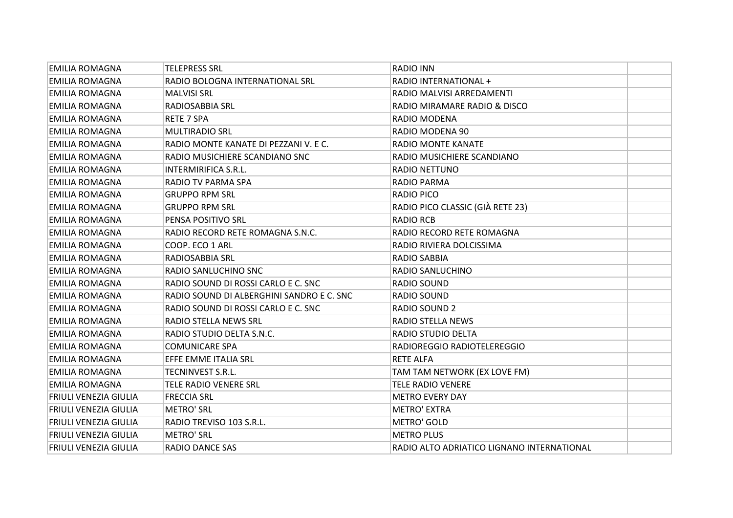| | | | |
|---|---|---|---|
| EMILIA ROMAGNA | TELEPRESS SRL | RADIO INN | |
| EMILIA ROMAGNA | RADIO BOLOGNA INTERNATIONAL SRL | RADIO INTERNATIONAL + | |
| EMILIA ROMAGNA | MALVISI SRL | RADIO MALVISI ARREDAMENTI | |
| EMILIA ROMAGNA | RADIOSABBIA SRL | RADIO MIRAMARE RADIO & DISCO | |
| EMILIA ROMAGNA | RETE 7 SPA | RADIO MODENA | |
| EMILIA ROMAGNA | MULTIRADIO SRL | RADIO MODENA 90 | |
| EMILIA ROMAGNA | RADIO MONTE KANATE DI PEZZANI V. E C. | RADIO MONTE KANATE | |
| EMILIA ROMAGNA | RADIO MUSICHIERE SCANDIANO SNC | RADIO MUSICHIERE SCANDIANO | |
| EMILIA ROMAGNA | INTERMIRIFICA S.R.L. | RADIO NETTUNO | |
| EMILIA ROMAGNA | RADIO TV PARMA SPA | RADIO PARMA | |
| EMILIA ROMAGNA | GRUPPO RPM SRL | RADIO PICO | |
| EMILIA ROMAGNA | GRUPPO RPM SRL | RADIO PICO CLASSIC (GIÀ RETE 23) | |
| EMILIA ROMAGNA | PENSA POSITIVO SRL | RADIO RCB | |
| EMILIA ROMAGNA | RADIO RECORD RETE ROMAGNA S.N.C. | RADIO RECORD RETE ROMAGNA | |
| EMILIA ROMAGNA | COOP. ECO 1 ARL | RADIO RIVIERA DOLCISSIMA | |
| EMILIA ROMAGNA | RADIOSABBIA SRL | RADIO SABBIA | |
| EMILIA ROMAGNA | RADIO SANLUCHINO SNC | RADIO SANLUCHINO | |
| EMILIA ROMAGNA | RADIO SOUND DI ROSSI CARLO E C. SNC | RADIO SOUND | |
| EMILIA ROMAGNA | RADIO SOUND DI ALBERGHINI SANDRO E C. SNC | RADIO SOUND | |
| EMILIA ROMAGNA | RADIO SOUND DI ROSSI CARLO E C. SNC | RADIO SOUND 2 | |
| EMILIA ROMAGNA | RADIO STELLA NEWS SRL | RADIO STELLA NEWS | |
| EMILIA ROMAGNA | RADIO STUDIO DELTA S.N.C. | RADIO STUDIO DELTA | |
| EMILIA ROMAGNA | COMUNICARE SPA | RADIOREGGIO RADIOTELEREGGIO | |
| EMILIA ROMAGNA | EFFE EMME ITALIA SRL | RETE ALFA | |
| EMILIA ROMAGNA | TECNINVEST S.R.L. | TAM TAM NETWORK (EX LOVE FM) | |
| EMILIA ROMAGNA | TELE RADIO VENERE SRL | TELE RADIO VENERE | |
| FRIULI VENEZIA GIULIA | FRECCIA SRL | METRO EVERY DAY | |
| FRIULI VENEZIA GIULIA | METRO' SRL | METRO' EXTRA | |
| FRIULI VENEZIA GIULIA | RADIO TREVISO 103 S.R.L. | METRO' GOLD | |
| FRIULI VENEZIA GIULIA | METRO' SRL | METRO PLUS | |
| FRIULI VENEZIA GIULIA | RADIO DANCE SAS | RADIO ALTO ADRIATICO LIGNANO INTERNATIONAL | |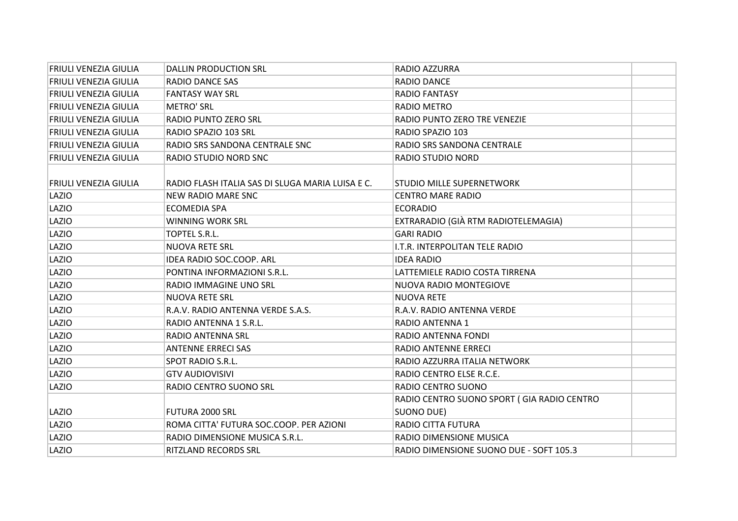| | | | |
|---|---|---|---|
| FRIULI VENEZIA GIULIA | DALLIN PRODUCTION SRL | RADIO AZZURRA | |
| FRIULI VENEZIA GIULIA | RADIO DANCE SAS | RADIO DANCE | |
| FRIULI VENEZIA GIULIA | FANTASY WAY SRL | RADIO FANTASY | |
| FRIULI VENEZIA GIULIA | METRO' SRL | RADIO METRO | |
| FRIULI VENEZIA GIULIA | RADIO PUNTO ZERO SRL | RADIO PUNTO ZERO TRE VENEZIE | |
| FRIULI VENEZIA GIULIA | RADIO SPAZIO 103 SRL | RADIO SPAZIO 103 | |
| FRIULI VENEZIA GIULIA | RADIO SRS SANDONA CENTRALE SNC | RADIO SRS SANDONA CENTRALE | |
| FRIULI VENEZIA GIULIA | RADIO STUDIO NORD SNC | RADIO STUDIO NORD | |
| FRIULI VENEZIA GIULIA | RADIO FLASH ITALIA SAS DI SLUGA MARIA LUISA E C. | STUDIO MILLE SUPERNETWORK | |
| LAZIO | NEW RADIO MARE SNC | CENTRO MARE RADIO | |
| LAZIO | ECOMEDIA SPA | ECORADIO | |
| LAZIO | WINNING WORK SRL | EXTRARADIO (GIÀ RTM RADIOTELEMAGIA) | |
| LAZIO | TOPTEL S.R.L. | GARI RADIO | |
| LAZIO | NUOVA RETE SRL | I.T.R. INTERPOLITAN TELE RADIO | |
| LAZIO | IDEA RADIO SOC.COOP. ARL | IDEA RADIO | |
| LAZIO | PONTINA INFORMAZIONI S.R.L. | LATTEMIELE RADIO COSTA TIRRENA | |
| LAZIO | RADIO IMMAGINE UNO SRL | NUOVA RADIO MONTEGIOVE | |
| LAZIO | NUOVA RETE SRL | NUOVA RETE | |
| LAZIO | R.A.V. RADIO ANTENNA VERDE S.A.S. | R.A.V. RADIO ANTENNA VERDE | |
| LAZIO | RADIO ANTENNA 1 S.R.L. | RADIO ANTENNA 1 | |
| LAZIO | RADIO ANTENNA SRL | RADIO ANTENNA FONDI | |
| LAZIO | ANTENNE ERRECI SAS | RADIO ANTENNE ERRECI | |
| LAZIO | SPOT RADIO S.R.L. | RADIO AZZURRA ITALIA NETWORK | |
| LAZIO | GTV AUDIOVISIVI | RADIO CENTRO ELSE R.C.E. | |
| LAZIO | RADIO CENTRO SUONO SRL | RADIO CENTRO SUONO | |
| LAZIO | FUTURA 2000 SRL | RADIO CENTRO SUONO SPORT ( GIA RADIO CENTRO SUONO DUE) | |
| LAZIO | ROMA CITTA' FUTURA SOC.COOP. PER AZIONI | RADIO CITTA FUTURA | |
| LAZIO | RADIO DIMENSIONE MUSICA S.R.L. | RADIO DIMENSIONE MUSICA | |
| LAZIO | RITZLAND RECORDS SRL | RADIO DIMENSIONE SUONO DUE - SOFT 105.3 | |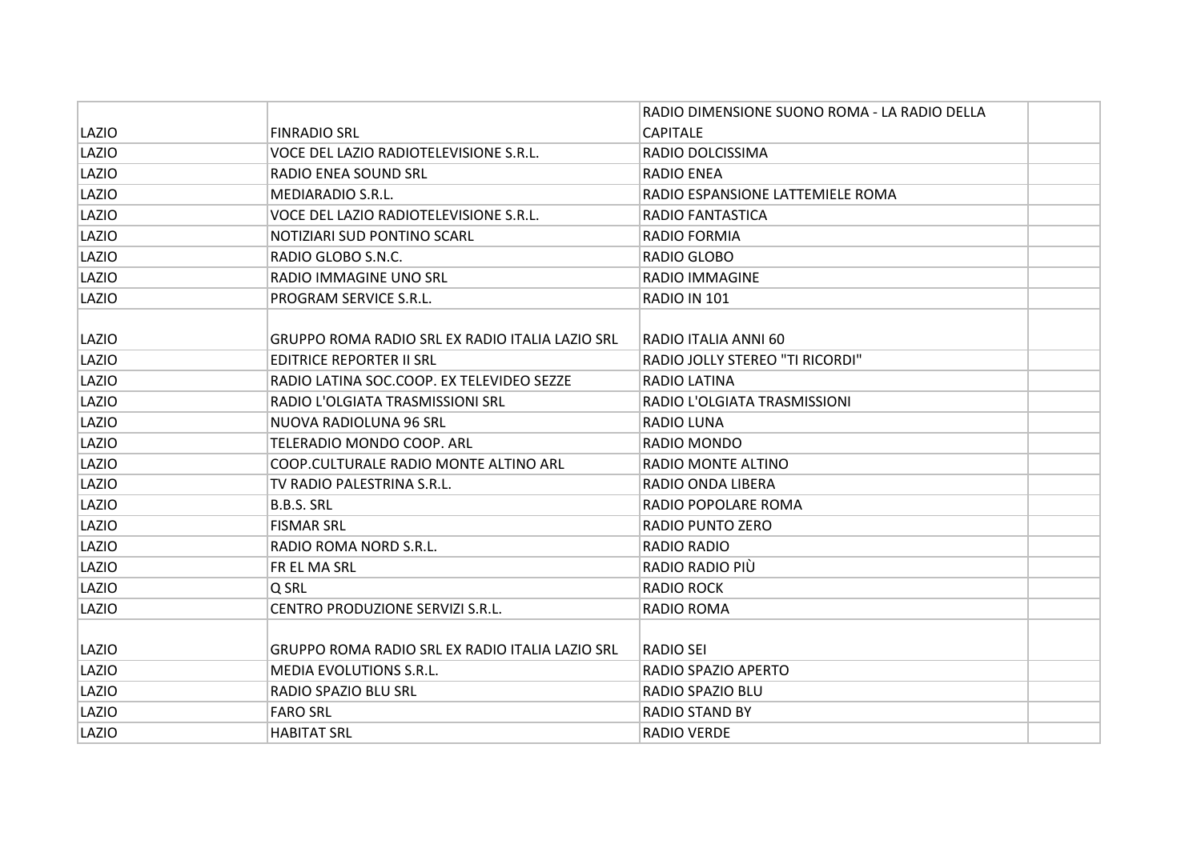| | | | |
|---|---|---|---|
| LAZIO | FINRADIO SRL | RADIO DIMENSIONE SUONO ROMA - LA RADIO DELLA CAPITALE | |
| LAZIO | VOCE DEL LAZIO RADIOTELEVISIONE S.R.L. | RADIO DOLCISSIMA | |
| LAZIO | RADIO ENEA SOUND SRL | RADIO ENEA | |
| LAZIO | MEDIARADIO S.R.L. | RADIO ESPANSIONE LATTEMIELE ROMA | |
| LAZIO | VOCE DEL LAZIO RADIOTELEVISIONE S.R.L. | RADIO FANTASTICA | |
| LAZIO | NOTIZIARI SUD PONTINO SCARL | RADIO FORMIA | |
| LAZIO | RADIO GLOBO S.N.C. | RADIO GLOBO | |
| LAZIO | RADIO IMMAGINE UNO SRL | RADIO IMMAGINE | |
| LAZIO | PROGRAM SERVICE S.R.L. | RADIO IN 101 | |
| LAZIO | GRUPPO ROMA RADIO SRL EX RADIO ITALIA LAZIO SRL | RADIO ITALIA ANNI 60 | |
| LAZIO | EDITRICE REPORTER II SRL | RADIO JOLLY STEREO "TI RICORDI" | |
| LAZIO | RADIO LATINA SOC.COOP. EX TELEVIDEO SEZZE | RADIO LATINA | |
| LAZIO | RADIO L'OLGIATA TRASMISSIONI SRL | RADIO L'OLGIATA TRASMISSIONI | |
| LAZIO | NUOVA RADIOLUNA 96 SRL | RADIO LUNA | |
| LAZIO | TELERADIO MONDO COOP. ARL | RADIO MONDO | |
| LAZIO | COOP.CULTURALE RADIO MONTE ALTINO ARL | RADIO MONTE ALTINO | |
| LAZIO | TV RADIO PALESTRINA S.R.L. | RADIO ONDA LIBERA | |
| LAZIO | B.B.S. SRL | RADIO POPOLARE ROMA | |
| LAZIO | FISMAR SRL | RADIO PUNTO ZERO | |
| LAZIO | RADIO ROMA NORD S.R.L. | RADIO RADIO | |
| LAZIO | FR EL MA SRL | RADIO RADIO PIÙ | |
| LAZIO | Q SRL | RADIO ROCK | |
| LAZIO | CENTRO PRODUZIONE SERVIZI S.R.L. | RADIO ROMA | |
| LAZIO | GRUPPO ROMA RADIO SRL EX RADIO ITALIA LAZIO SRL | RADIO SEI | |
| LAZIO | MEDIA EVOLUTIONS S.R.L. | RADIO SPAZIO APERTO | |
| LAZIO | RADIO SPAZIO BLU SRL | RADIO SPAZIO BLU | |
| LAZIO | FARO SRL | RADIO STAND BY | |
| LAZIO | HABITAT SRL | RADIO VERDE | |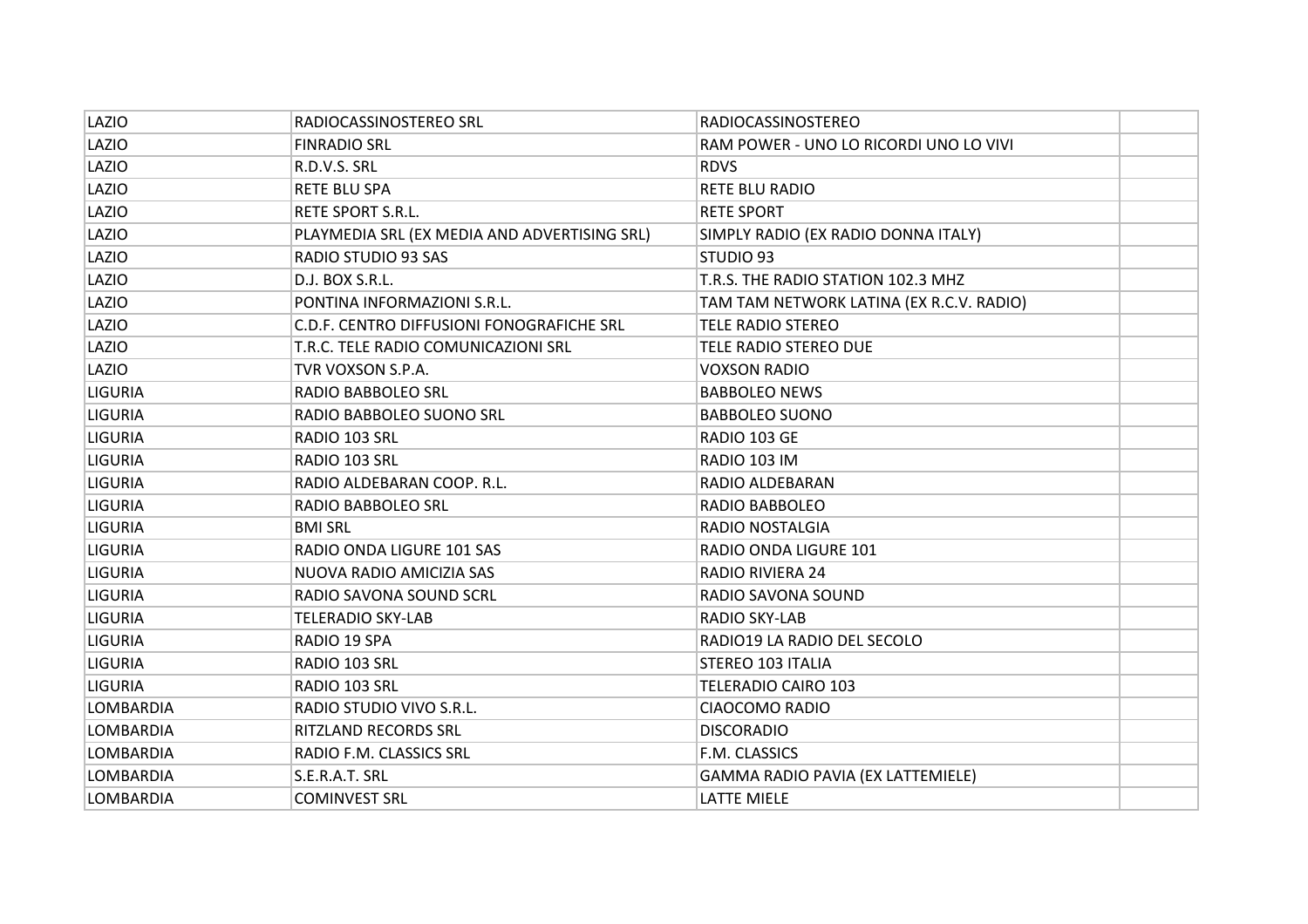| | | | |
|---|---|---|---|
| LAZIO | RADIOCASSINOSTEREO SRL | RADIOCASSINOSTEREO | |
| LAZIO | FINRADIO SRL | RAM POWER - UNO LO RICORDI UNO LO VIVI | |
| LAZIO | R.D.V.S. SRL | RDVS | |
| LAZIO | RETE BLU SPA | RETE BLU RADIO | |
| LAZIO | RETE SPORT S.R.L. | RETE SPORT | |
| LAZIO | PLAYMEDIA SRL (EX MEDIA AND ADVERTISING SRL) | SIMPLY RADIO (EX RADIO DONNA ITALY) | |
| LAZIO | RADIO STUDIO 93 SAS | STUDIO 93 | |
| LAZIO | D.J. BOX S.R.L. | T.R.S. THE RADIO STATION 102.3 MHZ | |
| LAZIO | PONTINA INFORMAZIONI S.R.L. | TAM TAM NETWORK LATINA (EX R.C.V. RADIO) | |
| LAZIO | C.D.F. CENTRO DIFFUSIONI FONOGRAFICHE SRL | TELE RADIO STEREO | |
| LAZIO | T.R.C. TELE RADIO COMUNICAZIONI SRL | TELE RADIO STEREO DUE | |
| LAZIO | TVR VOXSON S.P.A. | VOXSON RADIO | |
| LIGURIA | RADIO BABBOLEO SRL | BABBOLEO NEWS | |
| LIGURIA | RADIO BABBOLEO SUONO SRL | BABBOLEO SUONO | |
| LIGURIA | RADIO 103 SRL | RADIO 103 GE | |
| LIGURIA | RADIO 103 SRL | RADIO 103 IM | |
| LIGURIA | RADIO ALDEBARAN COOP. R.L. | RADIO ALDEBARAN | |
| LIGURIA | RADIO BABBOLEO SRL | RADIO BABBOLEO | |
| LIGURIA | BMI SRL | RADIO NOSTALGIA | |
| LIGURIA | RADIO ONDA LIGURE 101 SAS | RADIO ONDA LIGURE 101 | |
| LIGURIA | NUOVA RADIO AMICIZIA SAS | RADIO RIVIERA 24 | |
| LIGURIA | RADIO SAVONA SOUND SCRL | RADIO SAVONA SOUND | |
| LIGURIA | TELERADIO SKY-LAB | RADIO SKY-LAB | |
| LIGURIA | RADIO 19 SPA | RADIO19 LA RADIO DEL SECOLO | |
| LIGURIA | RADIO 103 SRL | STEREO 103 ITALIA | |
| LIGURIA | RADIO 103 SRL | TELERADIO CAIRO 103 | |
| LOMBARDIA | RADIO STUDIO VIVO S.R.L. | CIAOCOMO RADIO | |
| LOMBARDIA | RITZLAND RECORDS SRL | DISCORADIO | |
| LOMBARDIA | RADIO F.M. CLASSICS SRL | F.M. CLASSICS | |
| LOMBARDIA | S.E.R.A.T. SRL | GAMMA RADIO PAVIA (EX LATTEMIELE) | |
| LOMBARDIA | COMINVEST SRL | LATTE MIELE | |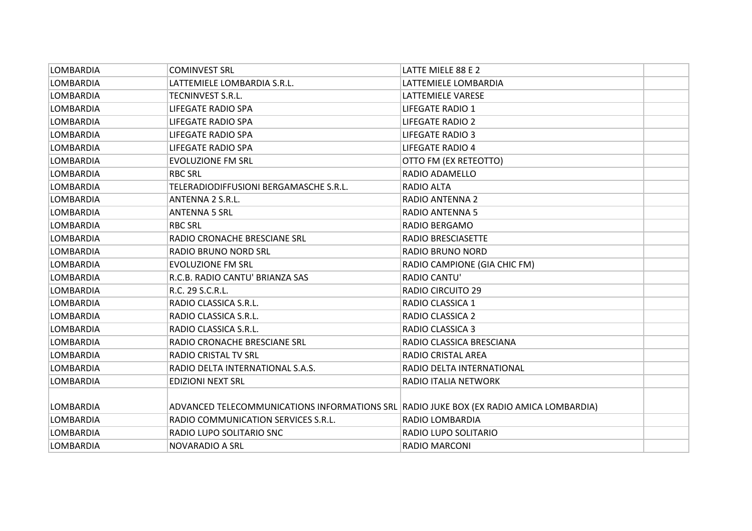| | | | |
|---|---|---|---|
| LOMBARDIA | COMINVEST SRL | LATTE MIELE 88 E 2 | |
| LOMBARDIA | LATTEMIELE LOMBARDIA S.R.L. | LATTEMIELE LOMBARDIA | |
| LOMBARDIA | TECNINVEST S.R.L. | LATTEMIELE VARESE | |
| LOMBARDIA | LIFEGATE RADIO SPA | LIFEGATE RADIO 1 | |
| LOMBARDIA | LIFEGATE RADIO SPA | LIFEGATE RADIO 2 | |
| LOMBARDIA | LIFEGATE RADIO SPA | LIFEGATE RADIO 3 | |
| LOMBARDIA | LIFEGATE RADIO SPA | LIFEGATE RADIO 4 | |
| LOMBARDIA | EVOLUZIONE FM SRL | OTTO FM (EX RETEOTTO) | |
| LOMBARDIA | RBC SRL | RADIO ADAMELLO | |
| LOMBARDIA | TELERADIODIFFUSIONI BERGAMASCHE S.R.L. | RADIO ALTA | |
| LOMBARDIA | ANTENNA 2 S.R.L. | RADIO ANTENNA 2 | |
| LOMBARDIA | ANTENNA 5 SRL | RADIO ANTENNA 5 | |
| LOMBARDIA | RBC SRL | RADIO BERGAMO | |
| LOMBARDIA | RADIO CRONACHE BRESCIANE SRL | RADIO BRESCIASETTE | |
| LOMBARDIA | RADIO BRUNO NORD SRL | RADIO BRUNO NORD | |
| LOMBARDIA | EVOLUZIONE FM SRL | RADIO CAMPIONE (GIA CHIC FM) | |
| LOMBARDIA | R.C.B. RADIO CANTU' BRIANZA SAS | RADIO CANTU' | |
| LOMBARDIA | R.C. 29 S.C.R.L. | RADIO CIRCUITO 29 | |
| LOMBARDIA | RADIO CLASSICA S.R.L. | RADIO CLASSICA 1 | |
| LOMBARDIA | RADIO CLASSICA S.R.L. | RADIO CLASSICA 2 | |
| LOMBARDIA | RADIO CLASSICA S.R.L. | RADIO CLASSICA 3 | |
| LOMBARDIA | RADIO CRONACHE BRESCIANE SRL | RADIO CLASSICA BRESCIANA | |
| LOMBARDIA | RADIO CRISTAL TV SRL | RADIO CRISTAL AREA | |
| LOMBARDIA | RADIO DELTA INTERNATIONAL S.A.S. | RADIO DELTA INTERNATIONAL | |
| LOMBARDIA | EDIZIONI NEXT SRL | RADIO ITALIA NETWORK | |
| LOMBARDIA | ADVANCED TELECOMMUNICATIONS INFORMATIONS SRL | RADIO JUKE BOX (EX RADIO AMICA LOMBARDIA) | |
| LOMBARDIA | RADIO COMMUNICATION SERVICES S.R.L. | RADIO LOMBARDIA | |
| LOMBARDIA | RADIO LUPO SOLITARIO SNC | RADIO LUPO SOLITARIO | |
| LOMBARDIA | NOVARADIO A SRL | RADIO MARCONI | |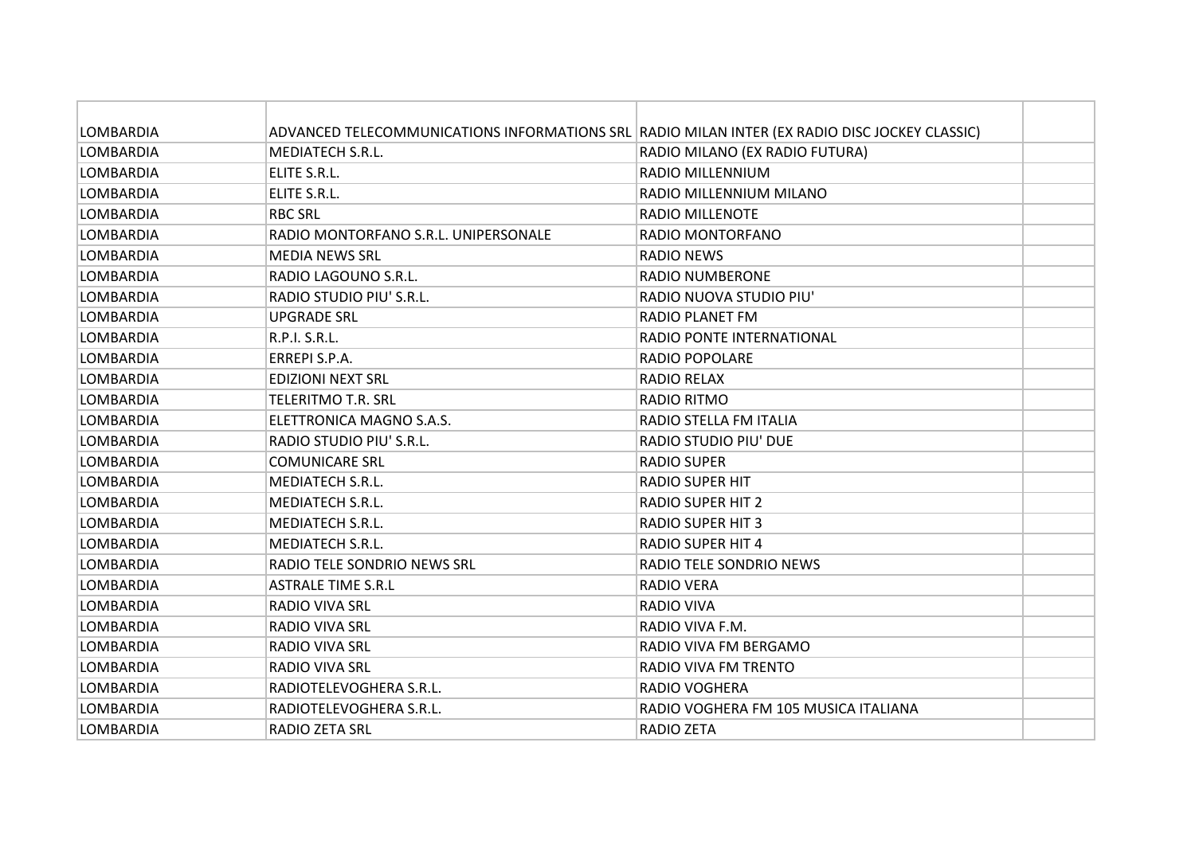| | | | |
|---|---|---|---|
| LOMBARDIA | ADVANCED TELECOMMUNICATIONS INFORMATIONS SRL | RADIO MILAN INTER (EX RADIO DISC JOCKEY CLASSIC) | |
| LOMBARDIA | MEDIATECH S.R.L. | RADIO MILANO (EX RADIO FUTURA) | |
| LOMBARDIA | ELITE S.R.L. | RADIO MILLENNIUM | |
| LOMBARDIA | ELITE S.R.L. | RADIO MILLENNIUM MILANO | |
| LOMBARDIA | RBC SRL | RADIO MILLENOTE | |
| LOMBARDIA | RADIO MONTORFANO S.R.L. UNIPERSONALE | RADIO MONTORFANO | |
| LOMBARDIA | MEDIA NEWS SRL | RADIO NEWS | |
| LOMBARDIA | RADIO LAGOUNO S.R.L. | RADIO NUMBERONE | |
| LOMBARDIA | RADIO STUDIO PIU' S.R.L. | RADIO NUOVA STUDIO PIU' | |
| LOMBARDIA | UPGRADE SRL | RADIO PLANET FM | |
| LOMBARDIA | R.P.I. S.R.L. | RADIO PONTE INTERNATIONAL | |
| LOMBARDIA | ERREPI S.P.A. | RADIO POPOLARE | |
| LOMBARDIA | EDIZIONI NEXT SRL | RADIO RELAX | |
| LOMBARDIA | TELERITMO T.R. SRL | RADIO RITMO | |
| LOMBARDIA | ELETTRONICA MAGNO S.A.S. | RADIO STELLA FM ITALIA | |
| LOMBARDIA | RADIO STUDIO PIU' S.R.L. | RADIO STUDIO PIU' DUE | |
| LOMBARDIA | COMUNICARE SRL | RADIO SUPER | |
| LOMBARDIA | MEDIATECH S.R.L. | RADIO SUPER HIT | |
| LOMBARDIA | MEDIATECH S.R.L. | RADIO SUPER HIT 2 | |
| LOMBARDIA | MEDIATECH S.R.L. | RADIO SUPER HIT 3 | |
| LOMBARDIA | MEDIATECH S.R.L. | RADIO SUPER HIT 4 | |
| LOMBARDIA | RADIO TELE SONDRIO NEWS SRL | RADIO TELE SONDRIO NEWS | |
| LOMBARDIA | ASTRALE TIME S.R.L | RADIO VERA | |
| LOMBARDIA | RADIO VIVA SRL | RADIO VIVA | |
| LOMBARDIA | RADIO VIVA SRL | RADIO VIVA F.M. | |
| LOMBARDIA | RADIO VIVA SRL | RADIO VIVA FM BERGAMO | |
| LOMBARDIA | RADIO VIVA SRL | RADIO VIVA FM TRENTO | |
| LOMBARDIA | RADIOTELEVOGHERA S.R.L. | RADIO VOGHERA | |
| LOMBARDIA | RADIOTELEVOGHERA S.R.L. | RADIO VOGHERA FM 105 MUSICA ITALIANA | |
| LOMBARDIA | RADIO ZETA SRL | RADIO ZETA | |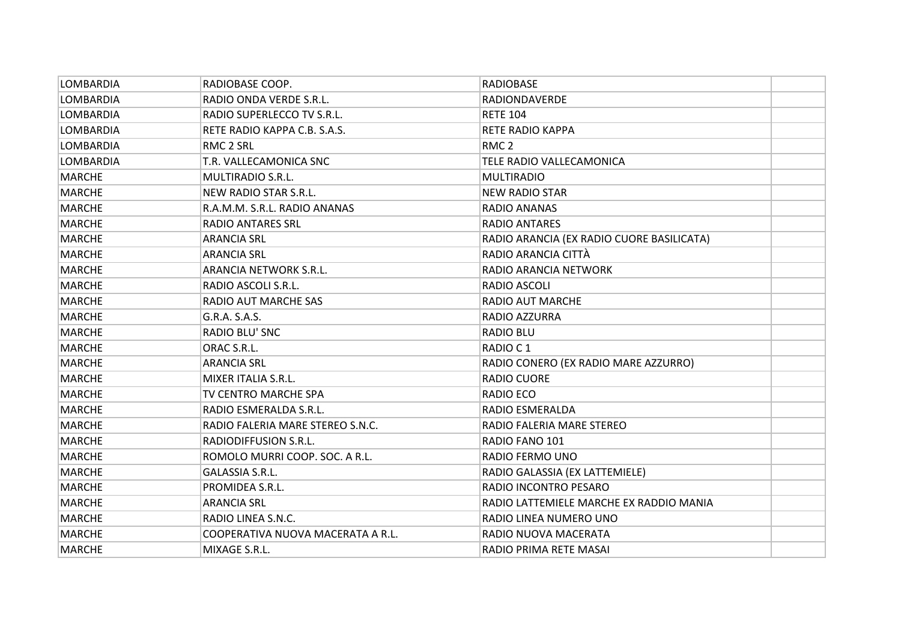| | | | |
|---|---|---|---|
| LOMBARDIA | RADIOBASE COOP. | RADIOBASE | |
| LOMBARDIA | RADIO ONDA VERDE S.R.L. | RADIONDAVERDE | |
| LOMBARDIA | RADIO SUPERLECCO TV S.R.L. | RETE 104 | |
| LOMBARDIA | RETE RADIO KAPPA C.B. S.A.S. | RETE RADIO KAPPA | |
| LOMBARDIA | RMC 2 SRL | RMC 2 | |
| LOMBARDIA | T.R. VALLECAMONICA SNC | TELE RADIO VALLECAMONICA | |
| MARCHE | MULTIRADIO S.R.L. | MULTIRADIO | |
| MARCHE | NEW RADIO STAR S.R.L. | NEW RADIO STAR | |
| MARCHE | R.A.M.M. S.R.L. RADIO ANANAS | RADIO ANANAS | |
| MARCHE | RADIO ANTARES SRL | RADIO ANTARES | |
| MARCHE | ARANCIA SRL | RADIO ARANCIA (EX RADIO CUORE BASILICATA) | |
| MARCHE | ARANCIA SRL | RADIO ARANCIA CITTÀ | |
| MARCHE | ARANCIA NETWORK S.R.L. | RADIO ARANCIA NETWORK | |
| MARCHE | RADIO ASCOLI S.R.L. | RADIO ASCOLI | |
| MARCHE | RADIO AUT MARCHE SAS | RADIO AUT MARCHE | |
| MARCHE | G.R.A. S.A.S. | RADIO AZZURRA | |
| MARCHE | RADIO BLU' SNC | RADIO BLU | |
| MARCHE | ORAC S.R.L. | RADIO C 1 | |
| MARCHE | ARANCIA SRL | RADIO CONERO (EX RADIO MARE AZZURRO) | |
| MARCHE | MIXER ITALIA S.R.L. | RADIO CUORE | |
| MARCHE | TV CENTRO MARCHE SPA | RADIO ECO | |
| MARCHE | RADIO ESMERALDA S.R.L. | RADIO ESMERALDA | |
| MARCHE | RADIO FALERIA MARE STEREO S.N.C. | RADIO FALERIA MARE STEREO | |
| MARCHE | RADIODIFFUSION S.R.L. | RADIO FANO 101 | |
| MARCHE | ROMOLO MURRI COOP. SOC. A R.L. | RADIO FERMO UNO | |
| MARCHE | GALASSIA S.R.L. | RADIO GALASSIA (EX LATTEMIELE) | |
| MARCHE | PROMIDEA S.R.L. | RADIO INCONTRO PESARO | |
| MARCHE | ARANCIA SRL | RADIO LATTEMIELE MARCHE EX RADDIO MANIA | |
| MARCHE | RADIO LINEA S.N.C. | RADIO LINEA NUMERO UNO | |
| MARCHE | COOPERATIVA NUOVA MACERATA A R.L. | RADIO NUOVA MACERATA | |
| MARCHE | MIXAGE S.R.L. | RADIO PRIMA RETE MASAI | |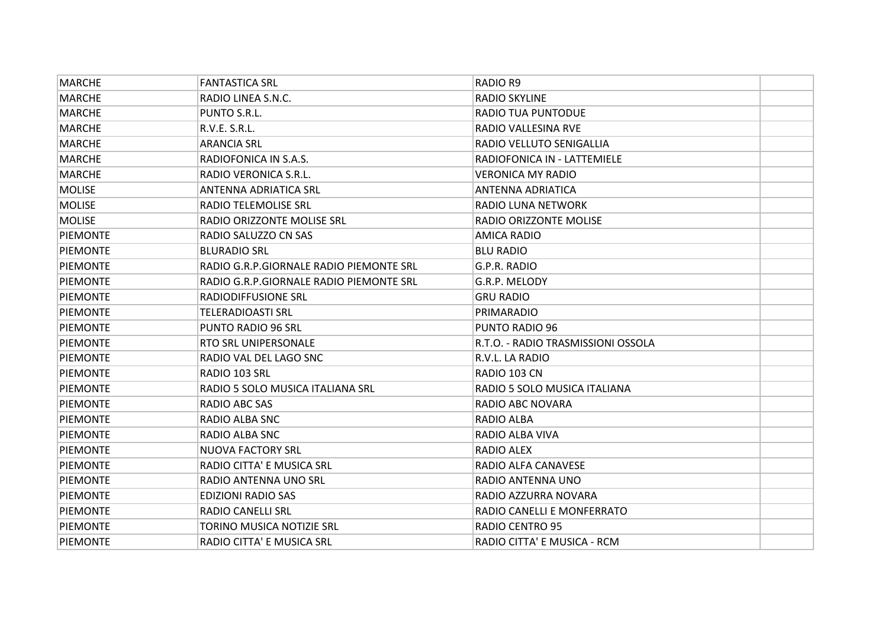| | | | |
|---|---|---|---|
| MARCHE | FANTASTICA SRL | RADIO R9 | |
| MARCHE | RADIO LINEA S.N.C. | RADIO SKYLINE | |
| MARCHE | PUNTO S.R.L. | RADIO TUA PUNTODUE | |
| MARCHE | R.V.E. S.R.L. | RADIO VALLESINA RVE | |
| MARCHE | ARANCIA SRL | RADIO VELLUTO SENIGALLIA | |
| MARCHE | RADIOFONICA IN S.A.S. | RADIOFONICA IN - LATTEMIELE | |
| MARCHE | RADIO VERONICA S.R.L. | VERONICA MY RADIO | |
| MOLISE | ANTENNA ADRIATICA SRL | ANTENNA ADRIATICA | |
| MOLISE | RADIO TELEMOLISE SRL | RADIO LUNA NETWORK | |
| MOLISE | RADIO ORIZZONTE MOLISE SRL | RADIO ORIZZONTE MOLISE | |
| PIEMONTE | RADIO SALUZZO CN SAS | AMICA RADIO | |
| PIEMONTE | BLURADIO SRL | BLU RADIO | |
| PIEMONTE | RADIO G.R.P.GIORNALE RADIO PIEMONTE SRL | G.P.R. RADIO | |
| PIEMONTE | RADIO G.R.P.GIORNALE RADIO PIEMONTE SRL | G.R.P. MELODY | |
| PIEMONTE | RADIODIFFUSIONE SRL | GRU RADIO | |
| PIEMONTE | TELERADIOASTI SRL | PRIMARADIO | |
| PIEMONTE | PUNTO RADIO 96 SRL | PUNTO RADIO 96 | |
| PIEMONTE | RTO SRL UNIPERSONALE | R.T.O. - RADIO TRASMISSIONI OSSOLA | |
| PIEMONTE | RADIO VAL DEL LAGO SNC | R.V.L. LA RADIO | |
| PIEMONTE | RADIO 103 SRL | RADIO 103 CN | |
| PIEMONTE | RADIO 5 SOLO MUSICA ITALIANA SRL | RADIO 5 SOLO MUSICA ITALIANA | |
| PIEMONTE | RADIO ABC SAS | RADIO ABC NOVARA | |
| PIEMONTE | RADIO ALBA SNC | RADIO ALBA | |
| PIEMONTE | RADIO ALBA SNC | RADIO ALBA VIVA | |
| PIEMONTE | NUOVA FACTORY SRL | RADIO ALEX | |
| PIEMONTE | RADIO CITTA' E MUSICA SRL | RADIO ALFA CANAVESE | |
| PIEMONTE | RADIO ANTENNA UNO SRL | RADIO ANTENNA UNO | |
| PIEMONTE | EDIZIONI RADIO SAS | RADIO AZZURRA NOVARA | |
| PIEMONTE | RADIO CANELLI SRL | RADIO CANELLI E MONFERRATO | |
| PIEMONTE | TORINO MUSICA NOTIZIE SRL | RADIO CENTRO 95 | |
| PIEMONTE | RADIO CITTA' E MUSICA SRL | RADIO CITTA' E MUSICA - RCM | |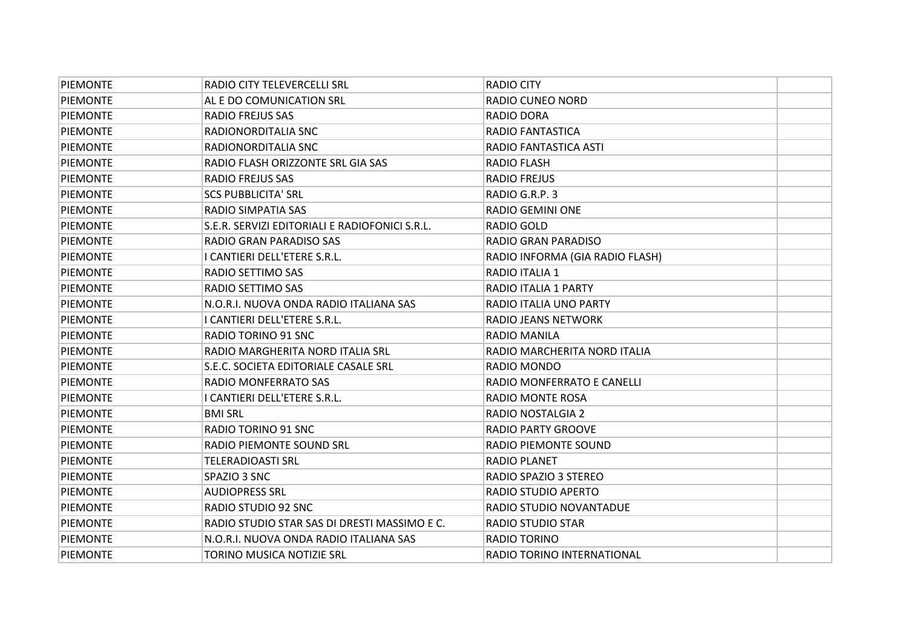| | | | |
|---|---|---|---|
| PIEMONTE | RADIO CITY TELEVERCELLI SRL | RADIO CITY | |
| PIEMONTE | AL E DO COMUNICATION SRL | RADIO CUNEO NORD | |
| PIEMONTE | RADIO FREJUS SAS | RADIO DORA | |
| PIEMONTE | RADIONORDITALIA SNC | RADIO FANTASTICA | |
| PIEMONTE | RADIONORDITALIA SNC | RADIO FANTASTICA ASTI | |
| PIEMONTE | RADIO FLASH ORIZZONTE SRL GIA SAS | RADIO FLASH | |
| PIEMONTE | RADIO FREJUS SAS | RADIO FREJUS | |
| PIEMONTE | SCS PUBBLICITA' SRL | RADIO G.R.P. 3 | |
| PIEMONTE | RADIO SIMPATIA SAS | RADIO GEMINI ONE | |
| PIEMONTE | S.E.R. SERVIZI EDITORIALI E RADIOFONICI S.R.L. | RADIO GOLD | |
| PIEMONTE | RADIO GRAN PARADISO SAS | RADIO GRAN PARADISO | |
| PIEMONTE | I CANTIERI DELL'ETERE S.R.L. | RADIO INFORMA (GIA RADIO FLASH) | |
| PIEMONTE | RADIO SETTIMO SAS | RADIO ITALIA 1 | |
| PIEMONTE | RADIO SETTIMO SAS | RADIO ITALIA 1 PARTY | |
| PIEMONTE | N.O.R.I. NUOVA ONDA RADIO ITALIANA SAS | RADIO ITALIA UNO PARTY | |
| PIEMONTE | I CANTIERI DELL'ETERE S.R.L. | RADIO JEANS NETWORK | |
| PIEMONTE | RADIO TORINO 91 SNC | RADIO MANILA | |
| PIEMONTE | RADIO MARGHERITA NORD ITALIA SRL | RADIO MARCHERITA NORD ITALIA | |
| PIEMONTE | S.E.C. SOCIETA EDITORIALE CASALE SRL | RADIO MONDO | |
| PIEMONTE | RADIO MONFERRATO SAS | RADIO MONFERRATO E CANELLI | |
| PIEMONTE | I CANTIERI DELL'ETERE S.R.L. | RADIO MONTE ROSA | |
| PIEMONTE | BMI SRL | RADIO NOSTALGIA 2 | |
| PIEMONTE | RADIO TORINO 91 SNC | RADIO PARTY GROOVE | |
| PIEMONTE | RADIO PIEMONTE SOUND SRL | RADIO PIEMONTE SOUND | |
| PIEMONTE | TELERADIOASTI SRL | RADIO PLANET | |
| PIEMONTE | SPAZIO 3 SNC | RADIO SPAZIO 3 STEREO | |
| PIEMONTE | AUDIOPRESS SRL | RADIO STUDIO APERTO | |
| PIEMONTE | RADIO STUDIO 92 SNC | RADIO STUDIO NOVANTADUE | |
| PIEMONTE | RADIO STUDIO STAR SAS DI DRESTI MASSIMO E C. | RADIO STUDIO STAR | |
| PIEMONTE | N.O.R.I. NUOVA ONDA RADIO ITALIANA SAS | RADIO TORINO | |
| PIEMONTE | TORINO MUSICA NOTIZIE SRL | RADIO TORINO INTERNATIONAL | |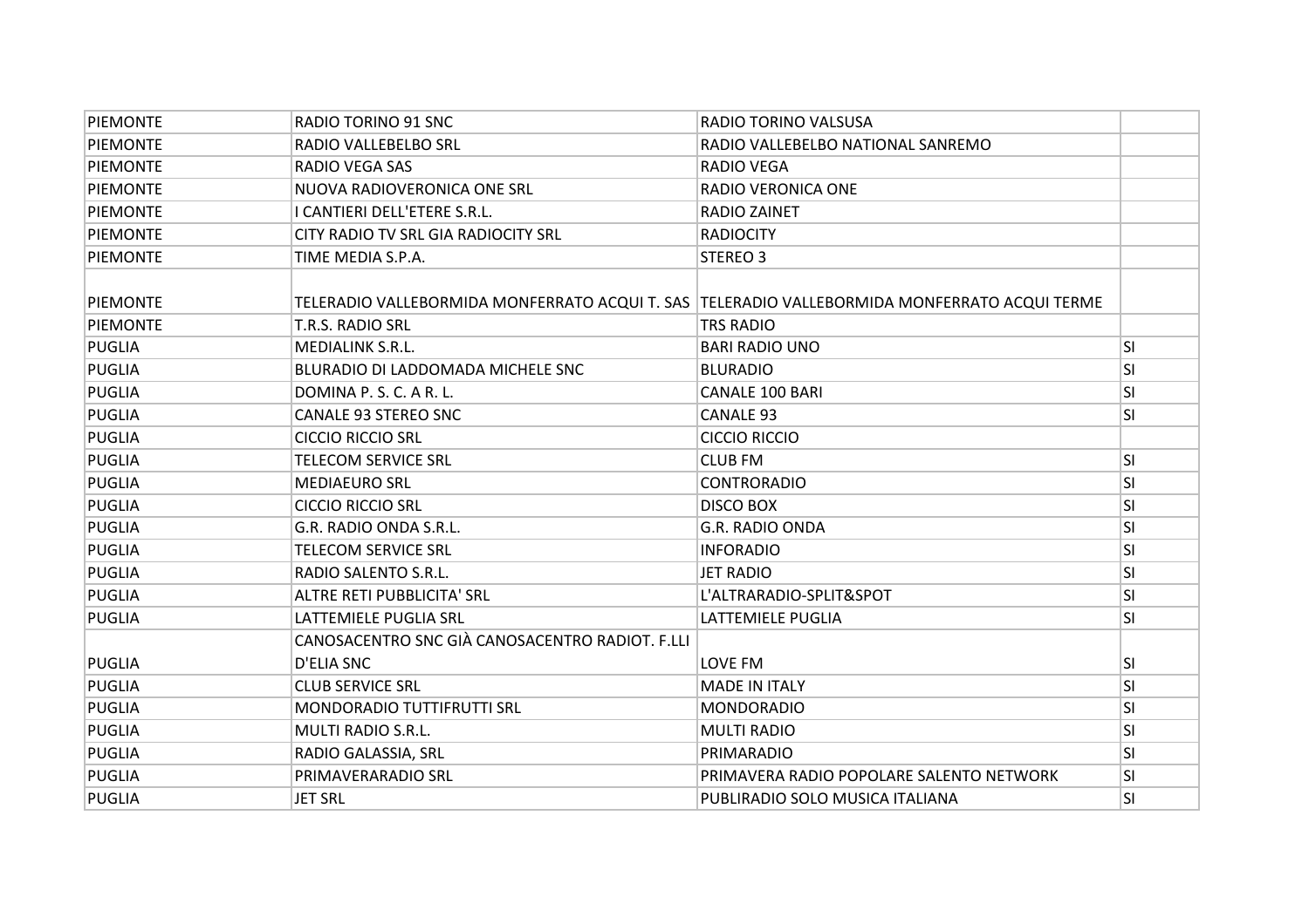| | | | |
|---|---|---|---|
| PIEMONTE | RADIO TORINO 91 SNC | RADIO TORINO VALSUSA | |
| PIEMONTE | RADIO VALLEBELBO SRL | RADIO VALLEBELBO NATIONAL SANREMO | |
| PIEMONTE | RADIO VEGA SAS | RADIO VEGA | |
| PIEMONTE | NUOVA RADIOVERONICA ONE SRL | RADIO VERONICA ONE | |
| PIEMONTE | I CANTIERI DELL'ETERE S.R.L. | RADIO ZAINET | |
| PIEMONTE | CITY RADIO TV SRL GIA RADIOCITY SRL | RADIOCITY | |
| PIEMONTE | TIME MEDIA S.P.A. | STEREO 3 | |
| PIEMONTE | TELERADIO VALLEBORMIDA MONFERRATO ACQUI T. SAS | TELERADIO VALLEBORMIDA MONFERRATO ACQUI TERME | |
| PIEMONTE | T.R.S. RADIO SRL | TRS RADIO | |
| PUGLIA | MEDIALINK S.R.L. | BARI RADIO UNO | SI |
| PUGLIA | BLURADIO DI LADDOMADA MICHELE SNC | BLURADIO | SI |
| PUGLIA | DOMINA P. S. C. A R. L. | CANALE 100 BARI | SI |
| PUGLIA | CANALE 93 STEREO SNC | CANALE 93 | SI |
| PUGLIA | CICCIO RICCIO SRL | CICCIO RICCIO | |
| PUGLIA | TELECOM SERVICE SRL | CLUB FM | SI |
| PUGLIA | MEDIAEURO SRL | CONTRORADIO | SI |
| PUGLIA | CICCIO RICCIO SRL | DISCO BOX | SI |
| PUGLIA | G.R. RADIO ONDA S.R.L. | G.R. RADIO ONDA | SI |
| PUGLIA | TELECOM SERVICE SRL | INFORADIO | SI |
| PUGLIA | RADIO SALENTO S.R.L. | JET RADIO | SI |
| PUGLIA | ALTRE RETI PUBBLICITA' SRL | L'ALTRARADIO-SPLIT&SPOT | SI |
| PUGLIA | LATTEMIELE PUGLIA SRL | LATTEMIELE PUGLIA | SI |
| PUGLIA | CANOSACENTRO SNC GIÀ CANOSACENTRO RADIOT. F.LLI D'ELIA SNC | LOVE FM | SI |
| PUGLIA | CLUB SERVICE SRL | MADE IN ITALY | SI |
| PUGLIA | MONDORADIO TUTTIFRUTTI SRL | MONDORADIO | SI |
| PUGLIA | MULTI RADIO S.R.L. | MULTI RADIO | SI |
| PUGLIA | RADIO GALASSIA, SRL | PRIMARADIO | SI |
| PUGLIA | PRIMAVERARADIO SRL | PRIMAVERA RADIO POPOLARE SALENTO NETWORK | SI |
| PUGLIA | JET SRL | PUBLIRADIO SOLO MUSICA ITALIANA | SI |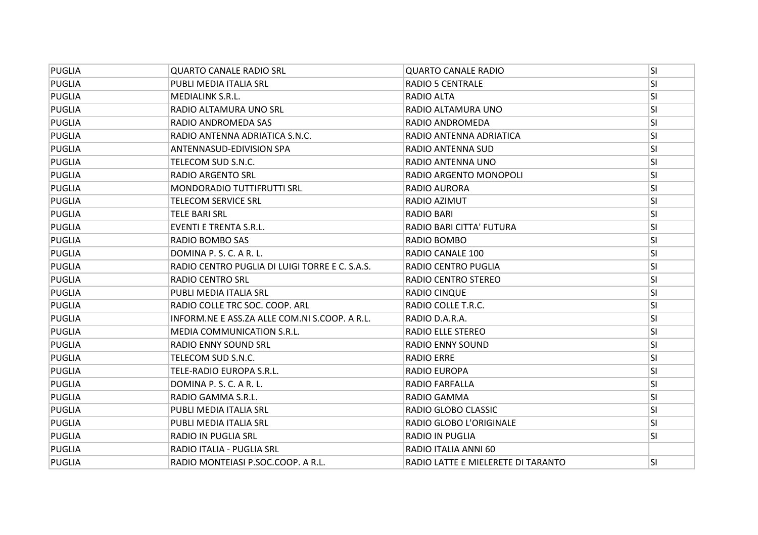| | | | |
|---|---|---|---|
| PUGLIA | QUARTO CANALE RADIO SRL | QUARTO CANALE RADIO | SI |
| PUGLIA | PUBLI MEDIA ITALIA SRL | RADIO 5 CENTRALE | SI |
| PUGLIA | MEDIALINK S.R.L. | RADIO ALTA | SI |
| PUGLIA | RADIO ALTAMURA UNO SRL | RADIO ALTAMURA UNO | SI |
| PUGLIA | RADIO ANDROMEDA SAS | RADIO ANDROMEDA | SI |
| PUGLIA | RADIO ANTENNA ADRIATICA S.N.C. | RADIO ANTENNA ADRIATICA | SI |
| PUGLIA | ANTENNASUD-EDIVISION SPA | RADIO ANTENNA SUD | SI |
| PUGLIA | TELECOM SUD S.N.C. | RADIO ANTENNA UNO | SI |
| PUGLIA | RADIO ARGENTO SRL | RADIO ARGENTO MONOPOLI | SI |
| PUGLIA | MONDORADIO TUTTIFRUTTI SRL | RADIO AURORA | SI |
| PUGLIA | TELECOM SERVICE SRL | RADIO AZIMUT | SI |
| PUGLIA | TELE BARI SRL | RADIO BARI | SI |
| PUGLIA | EVENTI E TRENTA S.R.L. | RADIO BARI CITTA' FUTURA | SI |
| PUGLIA | RADIO BOMBO SAS | RADIO BOMBO | SI |
| PUGLIA | DOMINA P. S. C. A R. L. | RADIO CANALE 100 | SI |
| PUGLIA | RADIO CENTRO PUGLIA DI LUIGI TORRE E C. S.A.S. | RADIO CENTRO PUGLIA | SI |
| PUGLIA | RADIO CENTRO SRL | RADIO CENTRO STEREO | SI |
| PUGLIA | PUBLI MEDIA ITALIA SRL | RADIO CINQUE | SI |
| PUGLIA | RADIO COLLE TRC SOC. COOP. ARL | RADIO COLLE T.R.C. | SI |
| PUGLIA | INFORM.NE E ASS.ZA ALLE COM.NI S.COOP. A R.L. | RADIO D.A.R.A. | SI |
| PUGLIA | MEDIA COMMUNICATION S.R.L. | RADIO ELLE STEREO | SI |
| PUGLIA | RADIO ENNY SOUND SRL | RADIO ENNY SOUND | SI |
| PUGLIA | TELECOM SUD S.N.C. | RADIO ERRE | SI |
| PUGLIA | TELE-RADIO EUROPA S.R.L. | RADIO EUROPA | SI |
| PUGLIA | DOMINA P. S. C. A R. L. | RADIO FARFALLA | SI |
| PUGLIA | RADIO GAMMA S.R.L. | RADIO GAMMA | SI |
| PUGLIA | PUBLI MEDIA ITALIA SRL | RADIO GLOBO CLASSIC | SI |
| PUGLIA | PUBLI MEDIA ITALIA SRL | RADIO GLOBO L'ORIGINALE | SI |
| PUGLIA | RADIO IN PUGLIA SRL | RADIO IN PUGLIA | SI |
| PUGLIA | RADIO ITALIA - PUGLIA SRL | RADIO ITALIA ANNI 60 | |
| PUGLIA | RADIO MONTEIASI P.SOC.COOP. A R.L. | RADIO LATTE E MIELERETE DI TARANTO | SI |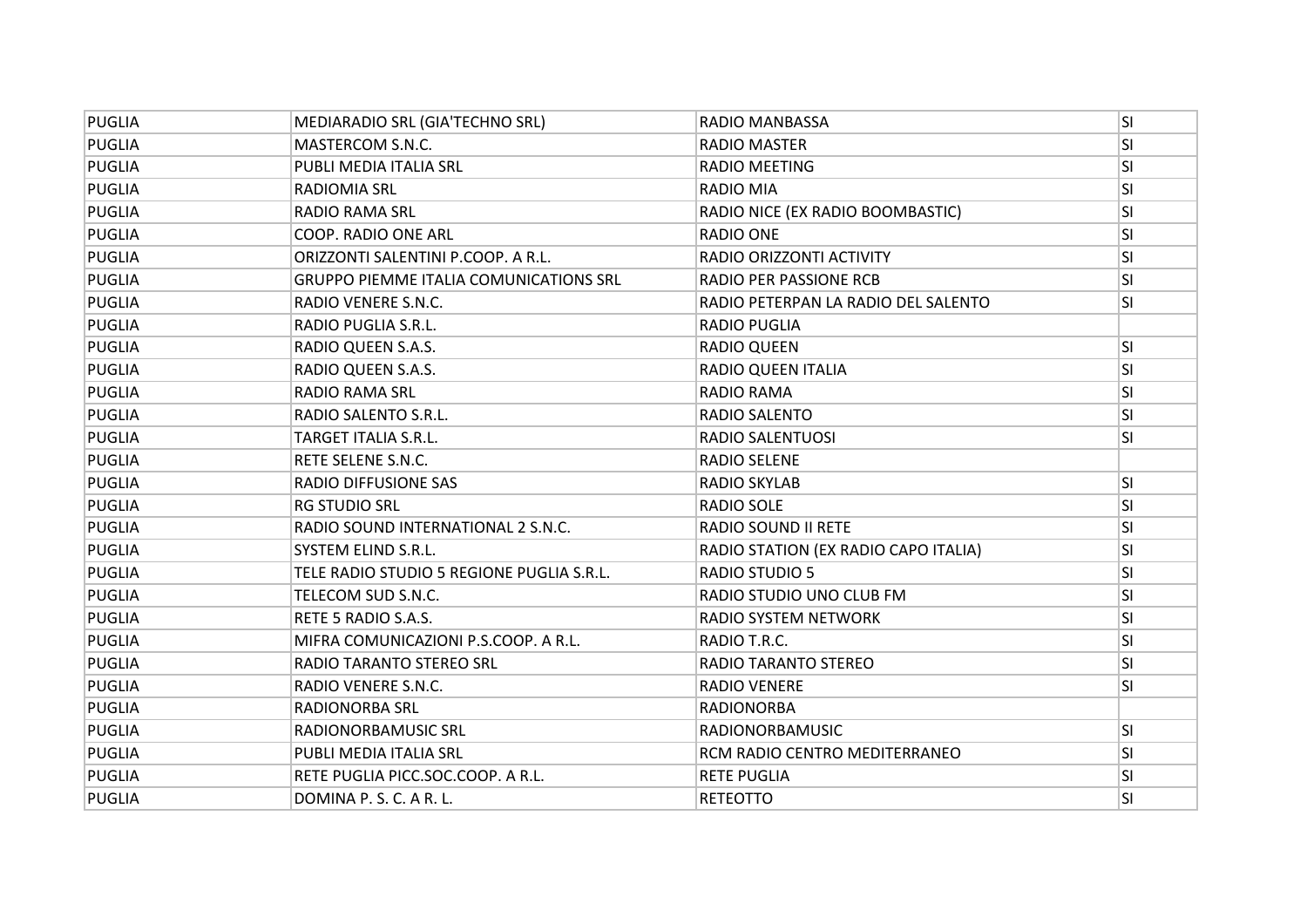| PUGLIA | MEDIARADIO SRL (GIA'TECHNO SRL) | RADIO MANBASSA | SI |
|---|---|---|---|
| PUGLIA | MASTERCOM S.N.C. | RADIO MASTER | SI |
| PUGLIA | PUBLI MEDIA ITALIA SRL | RADIO MEETING | SI |
| PUGLIA | RADIOMIA SRL | RADIO MIA | SI |
| PUGLIA | RADIO RAMA SRL | RADIO NICE (EX RADIO BOOMBASTIC) | SI |
| PUGLIA | COOP. RADIO ONE ARL | RADIO ONE | SI |
| PUGLIA | ORIZZONTI SALENTINI P.COOP. A R.L. | RADIO ORIZZONTI ACTIVITY | SI |
| PUGLIA | GRUPPO PIEMME ITALIA COMUNICATIONS SRL | RADIO PER PASSIONE RCB | SI |
| PUGLIA | RADIO VENERE S.N.C. | RADIO PETERPAN LA RADIO DEL SALENTO | SI |
| PUGLIA | RADIO PUGLIA S.R.L. | RADIO PUGLIA | |
| PUGLIA | RADIO QUEEN S.A.S. | RADIO QUEEN | SI |
| PUGLIA | RADIO QUEEN S.A.S. | RADIO QUEEN ITALIA | SI |
| PUGLIA | RADIO RAMA SRL | RADIO RAMA | SI |
| PUGLIA | RADIO SALENTO S.R.L. | RADIO SALENTO | SI |
| PUGLIA | TARGET ITALIA S.R.L. | RADIO SALENTUOSI | SI |
| PUGLIA | RETE SELENE S.N.C. | RADIO SELENE | |
| PUGLIA | RADIO DIFFUSIONE SAS | RADIO SKYLAB | SI |
| PUGLIA | RG STUDIO SRL | RADIO SOLE | SI |
| PUGLIA | RADIO SOUND INTERNATIONAL 2 S.N.C. | RADIO SOUND II RETE | SI |
| PUGLIA | SYSTEM ELIND S.R.L. | RADIO STATION (EX RADIO CAPO ITALIA) | SI |
| PUGLIA | TELE RADIO STUDIO 5 REGIONE PUGLIA S.R.L. | RADIO STUDIO 5 | SI |
| PUGLIA | TELECOM SUD S.N.C. | RADIO STUDIO UNO CLUB FM | SI |
| PUGLIA | RETE 5 RADIO S.A.S. | RADIO SYSTEM NETWORK | SI |
| PUGLIA | MIFRA COMUNICAZIONI P.S.COOP. A R.L. | RADIO T.R.C. | SI |
| PUGLIA | RADIO TARANTO STEREO SRL | RADIO TARANTO STEREO | SI |
| PUGLIA | RADIO VENERE S.N.C. | RADIO VENERE | SI |
| PUGLIA | RADIONORBA SRL | RADIONORBA | |
| PUGLIA | RADIONORBAMUSIC SRL | RADIONORBAMUSIC | SI |
| PUGLIA | PUBLI MEDIA ITALIA SRL | RCM RADIO CENTRO MEDITERRANEO | SI |
| PUGLIA | RETE PUGLIA PICC.SOC.COOP. A R.L. | RETE PUGLIA | SI |
| PUGLIA | DOMINA P. S. C. A R. L. | RETEOTTO | SI |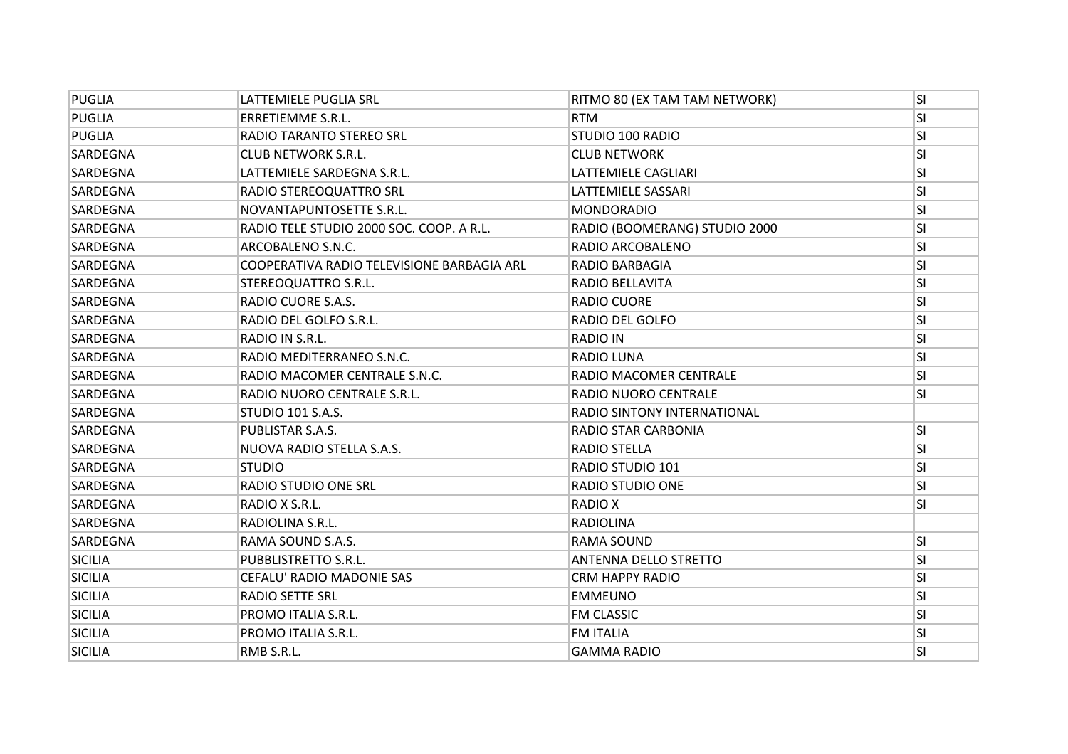| | | | |
|---|---|---|---|
| PUGLIA | LATTEMIELE PUGLIA SRL | RITMO 80 (EX TAM TAM NETWORK) | SI |
| PUGLIA | ERRETIEMME S.R.L. | RTM | SI |
| PUGLIA | RADIO TARANTO STEREO SRL | STUDIO 100 RADIO | SI |
| SARDEGNA | CLUB NETWORK S.R.L. | CLUB NETWORK | SI |
| SARDEGNA | LATTEMIELE SARDEGNA S.R.L. | LATTEMIELE CAGLIARI | SI |
| SARDEGNA | RADIO STEREOQUATTRO SRL | LATTEMIELE SASSARI | SI |
| SARDEGNA | NOVANTAPUNTOSETTE S.R.L. | MONDORADIO | SI |
| SARDEGNA | RADIO TELE STUDIO 2000 SOC. COOP. A R.L. | RADIO (BOOMERANG) STUDIO 2000 | SI |
| SARDEGNA | ARCOBALENO S.N.C. | RADIO ARCOBALENO | SI |
| SARDEGNA | COOPERATIVA RADIO TELEVISIONE BARBAGIA ARL | RADIO BARBAGIA | SI |
| SARDEGNA | STEREOQUATTRO S.R.L. | RADIO BELLAVITA | SI |
| SARDEGNA | RADIO CUORE S.A.S. | RADIO CUORE | SI |
| SARDEGNA | RADIO DEL GOLFO S.R.L. | RADIO DEL GOLFO | SI |
| SARDEGNA | RADIO IN S.R.L. | RADIO IN | SI |
| SARDEGNA | RADIO MEDITERRANEO S.N.C. | RADIO LUNA | SI |
| SARDEGNA | RADIO MACOMER CENTRALE S.N.C. | RADIO MACOMER CENTRALE | SI |
| SARDEGNA | RADIO NUORO CENTRALE S.R.L. | RADIO NUORO CENTRALE | SI |
| SARDEGNA | STUDIO 101 S.A.S. | RADIO SINTONY INTERNATIONAL | |
| SARDEGNA | PUBLISTAR S.A.S. | RADIO STAR CARBONIA | SI |
| SARDEGNA | NUOVA RADIO STELLA S.A.S. | RADIO STELLA | SI |
| SARDEGNA | STUDIO | RADIO STUDIO 101 | SI |
| SARDEGNA | RADIO STUDIO ONE SRL | RADIO STUDIO ONE | SI |
| SARDEGNA | RADIO X S.R.L. | RADIO X | SI |
| SARDEGNA | RADIOLINA S.R.L. | RADIOLINA | |
| SARDEGNA | RAMA SOUND S.A.S. | RAMA SOUND | SI |
| SICILIA | PUBBLISTRETTO S.R.L. | ANTENNA DELLO STRETTO | SI |
| SICILIA | CEFALU' RADIO MADONIE SAS | CRM HAPPY RADIO | SI |
| SICILIA | RADIO SETTE SRL | EMMEUNO | SI |
| SICILIA | PROMO ITALIA S.R.L. | FM CLASSIC | SI |
| SICILIA | PROMO ITALIA S.R.L. | FM ITALIA | SI |
| SICILIA | RMB S.R.L. | GAMMA RADIO | SI |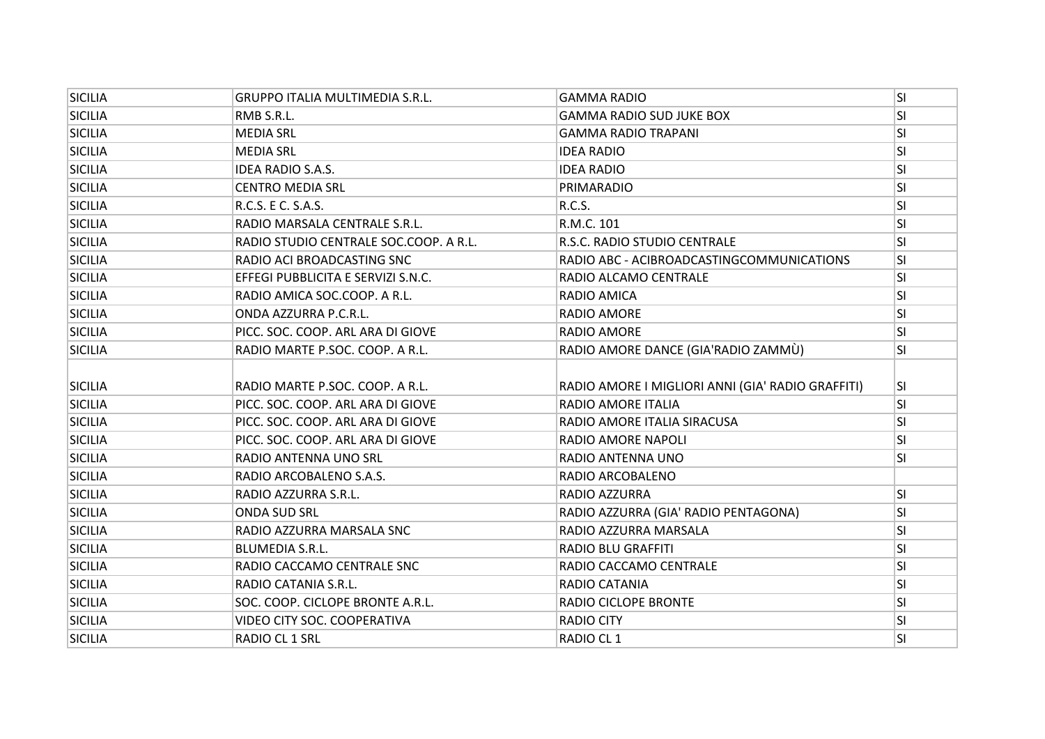| | | | |
|---|---|---|---|
| SICILIA | GRUPPO ITALIA MULTIMEDIA S.R.L. | GAMMA RADIO | SI |
| SICILIA | RMB S.R.L. | GAMMA RADIO SUD JUKE BOX | SI |
| SICILIA | MEDIA SRL | GAMMA RADIO TRAPANI | SI |
| SICILIA | MEDIA SRL | IDEA RADIO | SI |
| SICILIA | IDEA RADIO S.A.S. | IDEA RADIO | SI |
| SICILIA | CENTRO MEDIA SRL | PRIMARADIO | SI |
| SICILIA | R.C.S. E C. S.A.S. | R.C.S. | SI |
| SICILIA | RADIO MARSALA CENTRALE S.R.L. | R.M.C. 101 | SI |
| SICILIA | RADIO STUDIO CENTRALE SOC.COOP. A R.L. | R.S.C. RADIO STUDIO CENTRALE | SI |
| SICILIA | RADIO ACI BROADCASTING SNC | RADIO ABC - ACIBROADCASTINGCOMMUNICATIONS | SI |
| SICILIA | EFFEGI PUBBLICITA E SERVIZI S.N.C. | RADIO ALCAMO CENTRALE | SI |
| SICILIA | RADIO AMICA SOC.COOP. A R.L. | RADIO AMICA | SI |
| SICILIA | ONDA AZZURRA P.C.R.L. | RADIO AMORE | SI |
| SICILIA | PICC. SOC. COOP. ARL ARA DI GIOVE | RADIO AMORE | SI |
| SICILIA | RADIO MARTE P.SOC. COOP. A R.L. | RADIO AMORE DANCE (GIA'RADIO ZAMMÙ) | SI |
| SICILIA | RADIO MARTE P.SOC. COOP. A R.L. | RADIO AMORE I MIGLIORI ANNI (GIA' RADIO GRAFFITI) | SI |
| SICILIA | PICC. SOC. COOP. ARL ARA DI GIOVE | RADIO AMORE ITALIA | SI |
| SICILIA | PICC. SOC. COOP. ARL ARA DI GIOVE | RADIO AMORE ITALIA SIRACUSA | SI |
| SICILIA | PICC. SOC. COOP. ARL ARA DI GIOVE | RADIO AMORE NAPOLI | SI |
| SICILIA | RADIO ANTENNA UNO SRL | RADIO ANTENNA UNO | SI |
| SICILIA | RADIO ARCOBALENO S.A.S. | RADIO ARCOBALENO | |
| SICILIA | RADIO AZZURRA S.R.L. | RADIO AZZURRA | SI |
| SICILIA | ONDA SUD SRL | RADIO AZZURRA (GIA' RADIO PENTAGONA) | SI |
| SICILIA | RADIO AZZURRA MARSALA SNC | RADIO AZZURRA MARSALA | SI |
| SICILIA | BLUMEDIA S.R.L. | RADIO BLU GRAFFITI | SI |
| SICILIA | RADIO CACCAMO CENTRALE SNC | RADIO CACCAMO CENTRALE | SI |
| SICILIA | RADIO CATANIA S.R.L. | RADIO CATANIA | SI |
| SICILIA | SOC. COOP. CICLOPE BRONTE A.R.L. | RADIO CICLOPE BRONTE | SI |
| SICILIA | VIDEO CITY SOC. COOPERATIVA | RADIO CITY | SI |
| SICILIA | RADIO CL 1 SRL | RADIO CL 1 | SI |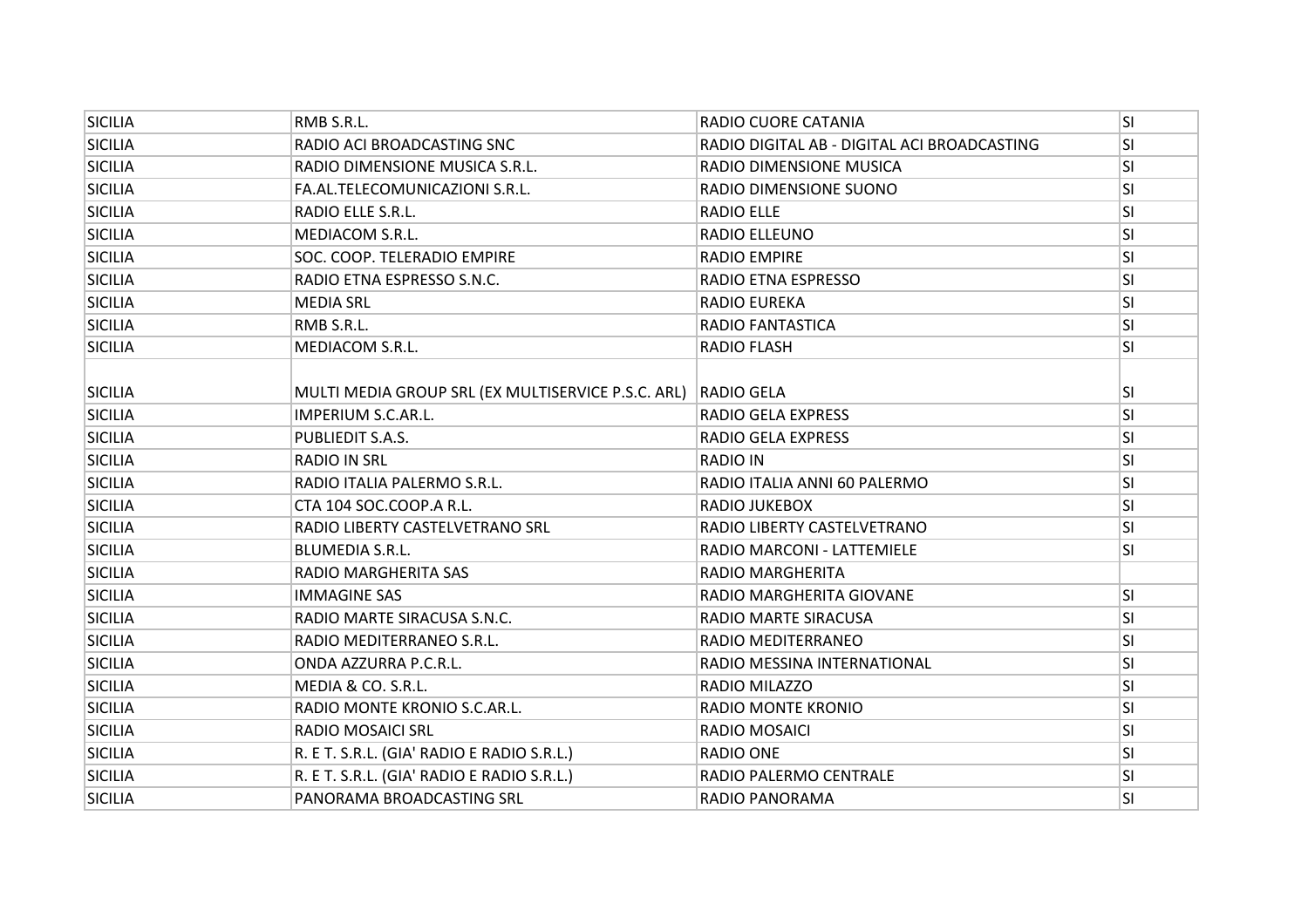| | | | |
|---|---|---|---|
| SICILIA | RMB S.R.L. | RADIO CUORE CATANIA | SI |
| SICILIA | RADIO ACI BROADCASTING SNC | RADIO DIGITAL AB - DIGITAL ACI BROADCASTING | SI |
| SICILIA | RADIO DIMENSIONE MUSICA S.R.L. | RADIO DIMENSIONE MUSICA | SI |
| SICILIA | FA.AL.TELECOMUNICAZIONI S.R.L. | RADIO DIMENSIONE SUONO | SI |
| SICILIA | RADIO ELLE S.R.L. | RADIO ELLE | SI |
| SICILIA | MEDIACOM S.R.L. | RADIO ELLEUNO | SI |
| SICILIA | SOC. COOP. TELERADIO EMPIRE | RADIO EMPIRE | SI |
| SICILIA | RADIO ETNA ESPRESSO S.N.C. | RADIO ETNA ESPRESSO | SI |
| SICILIA | MEDIA SRL | RADIO EUREKA | SI |
| SICILIA | RMB S.R.L. | RADIO FANTASTICA | SI |
| SICILIA | MEDIACOM S.R.L. | RADIO FLASH | SI |
| SICILIA | MULTI MEDIA GROUP SRL (EX MULTISERVICE P.S.C. ARL) | RADIO GELA | SI |
| SICILIA | IMPERIUM S.C.AR.L. | RADIO GELA EXPRESS | SI |
| SICILIA | PUBLIEDIT S.A.S. | RADIO GELA EXPRESS | SI |
| SICILIA | RADIO IN SRL | RADIO IN | SI |
| SICILIA | RADIO ITALIA PALERMO S.R.L. | RADIO ITALIA ANNI 60 PALERMO | SI |
| SICILIA | CTA 104 SOC.COOP.A R.L. | RADIO JUKEBOX | SI |
| SICILIA | RADIO LIBERTY CASTELVETRANO SRL | RADIO LIBERTY CASTELVETRANO | SI |
| SICILIA | BLUMEDIA S.R.L. | RADIO MARCONI - LATTEMIELE | SI |
| SICILIA | RADIO MARGHERITA SAS | RADIO MARGHERITA | |
| SICILIA | IMMAGINE SAS | RADIO MARGHERITA GIOVANE | SI |
| SICILIA | RADIO MARTE SIRACUSA S.N.C. | RADIO MARTE SIRACUSA | SI |
| SICILIA | RADIO MEDITERRANEO S.R.L. | RADIO MEDITERRANEO | SI |
| SICILIA | ONDA AZZURRA P.C.R.L. | RADIO MESSINA INTERNATIONAL | SI |
| SICILIA | MEDIA & CO. S.R.L. | RADIO MILAZZO | SI |
| SICILIA | RADIO MONTE KRONIO S.C.AR.L. | RADIO MONTE KRONIO | SI |
| SICILIA | RADIO MOSAICI SRL | RADIO MOSAICI | SI |
| SICILIA | R. E T. S.R.L. (GIA' RADIO E RADIO S.R.L.) | RADIO ONE | SI |
| SICILIA | R. E T. S.R.L. (GIA' RADIO E RADIO S.R.L.) | RADIO PALERMO CENTRALE | SI |
| SICILIA | PANORAMA BROADCASTING SRL | RADIO PANORAMA | SI |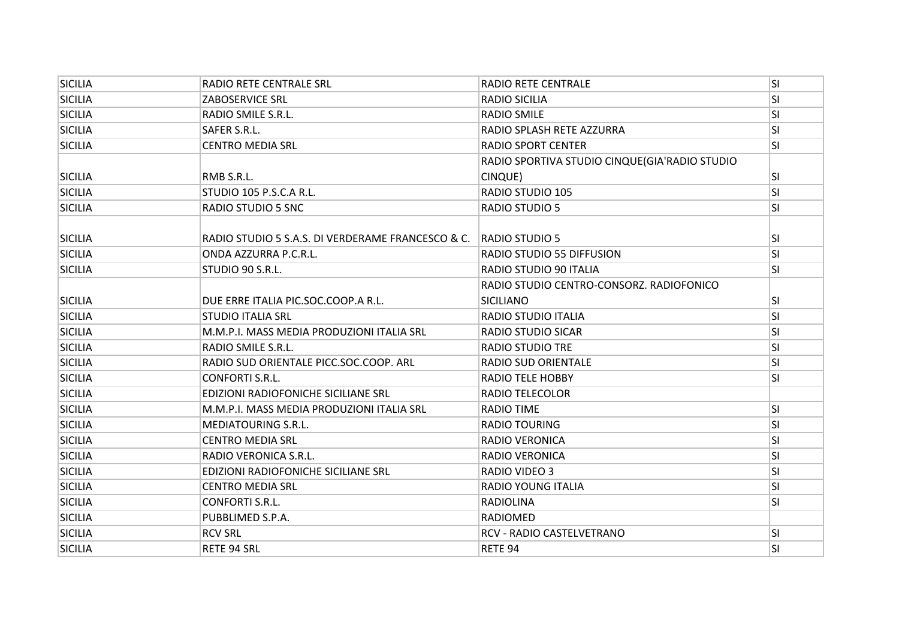| | | | |
|---|---|---|---|
| SICILIA | RADIO RETE CENTRALE SRL | RADIO RETE CENTRALE | SI |
| SICILIA | ZABOSERVICE SRL | RADIO SICILIA | SI |
| SICILIA | RADIO SMILE S.R.L. | RADIO SMILE | SI |
| SICILIA | SAFER S.R.L. | RADIO SPLASH RETE AZZURRA | SI |
| SICILIA | CENTRO MEDIA SRL | RADIO SPORT CENTER | SI |
| SICILIA | RMB S.R.L. | RADIO SPORTIVA STUDIO CINQUE(GIA'RADIO STUDIO CINQUE) | SI |
| SICILIA | STUDIO 105 P.S.C.A R.L. | RADIO STUDIO 105 | SI |
| SICILIA | RADIO STUDIO 5 SNC | RADIO STUDIO 5 | SI |
| SICILIA | RADIO STUDIO 5 S.A.S. DI VERDERAME FRANCESCO & C. | RADIO STUDIO 5 | SI |
| SICILIA | ONDA AZZURRA P.C.R.L. | RADIO STUDIO 55 DIFFUSION | SI |
| SICILIA | STUDIO 90 S.R.L. | RADIO STUDIO 90 ITALIA | SI |
| SICILIA | DUE ERRE ITALIA PIC.SOC.COOP.A R.L. | RADIO STUDIO CENTRO-CONSORZ. RADIOFONICO SICILIANO | SI |
| SICILIA | STUDIO ITALIA SRL | RADIO STUDIO ITALIA | SI |
| SICILIA | M.M.P.I. MASS MEDIA PRODUZIONI ITALIA SRL | RADIO STUDIO SICAR | SI |
| SICILIA | RADIO SMILE S.R.L. | RADIO STUDIO TRE | SI |
| SICILIA | RADIO SUD ORIENTALE PICC.SOC.COOP. ARL | RADIO SUD ORIENTALE | SI |
| SICILIA | CONFORTI S.R.L. | RADIO TELE HOBBY | SI |
| SICILIA | EDIZIONI RADIOFONICHE SICILIANE SRL | RADIO TELECOLOR | |
| SICILIA | M.M.P.I. MASS MEDIA PRODUZIONI ITALIA SRL | RADIO TIME | SI |
| SICILIA | MEDIATOURING S.R.L. | RADIO TOURING | SI |
| SICILIA | CENTRO MEDIA SRL | RADIO VERONICA | SI |
| SICILIA | RADIO VERONICA S.R.L. | RADIO VERONICA | SI |
| SICILIA | EDIZIONI RADIOFONICHE SICILIANE SRL | RADIO VIDEO 3 | SI |
| SICILIA | CENTRO MEDIA SRL | RADIO YOUNG ITALIA | SI |
| SICILIA | CONFORTI S.R.L. | RADIOLINA | SI |
| SICILIA | PUBBLIMED S.P.A. | RADIOMED | |
| SICILIA | RCV SRL | RCV - RADIO CASTELVETRANO | SI |
| SICILIA | RETE 94 SRL | RETE 94 | SI |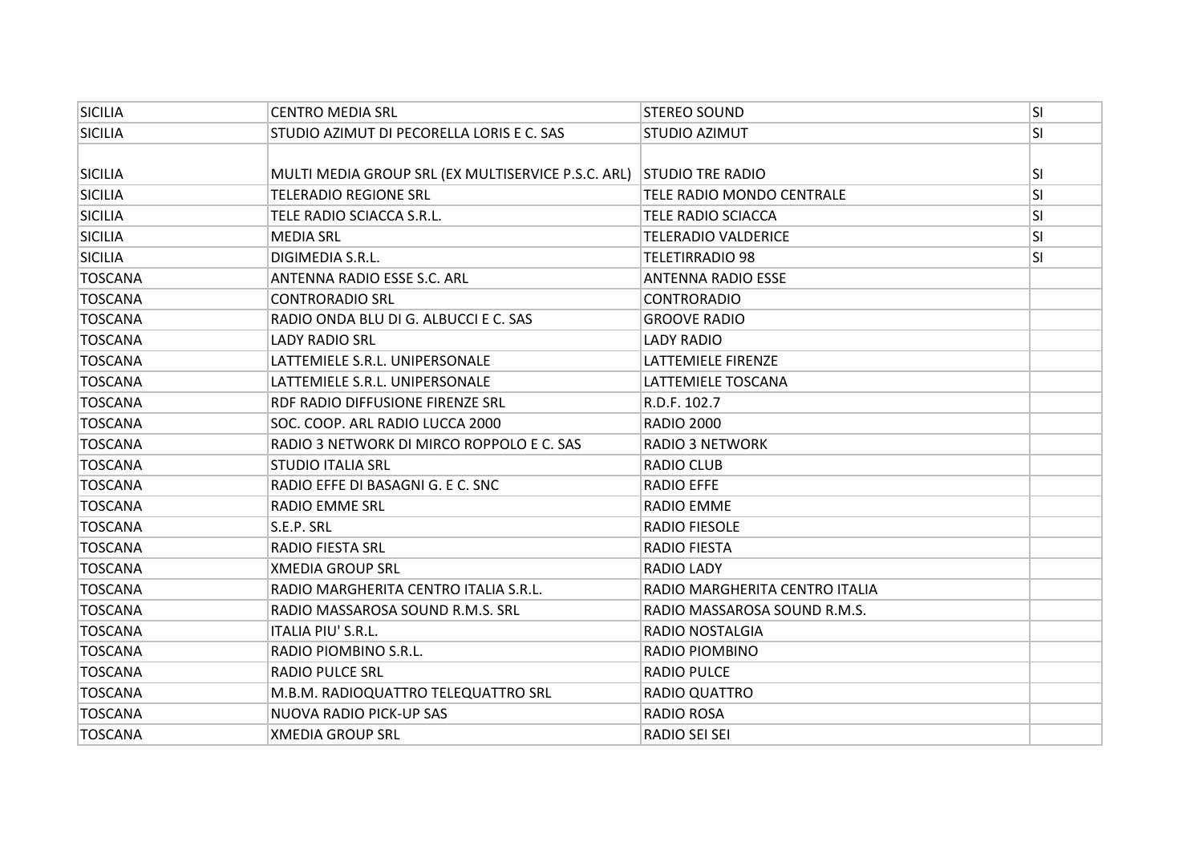| | | | |
|---|---|---|---|
| SICILIA | CENTRO MEDIA SRL | STEREO SOUND | SI |
| SICILIA | STUDIO AZIMUT DI PECORELLA LORIS E C. SAS | STUDIO AZIMUT | SI |
| SICILIA | MULTI MEDIA GROUP SRL (EX MULTISERVICE P.S.C. ARL) | STUDIO TRE RADIO | SI |
| SICILIA | TELERADIO REGIONE SRL | TELE RADIO MONDO CENTRALE | SI |
| SICILIA | TELE RADIO SCIACCA S.R.L. | TELE RADIO SCIACCA | SI |
| SICILIA | MEDIA SRL | TELERADIO VALDERICE | SI |
| SICILIA | DIGIMEDIA S.R.L. | TELETIRRADIO 98 | SI |
| TOSCANA | ANTENNA RADIO ESSE S.C. ARL | ANTENNA RADIO ESSE | |
| TOSCANA | CONTRORADIO SRL | CONTRORADIO | |
| TOSCANA | RADIO ONDA BLU DI G. ALBUCCI E C. SAS | GROOVE RADIO | |
| TOSCANA | LADY RADIO SRL | LADY RADIO | |
| TOSCANA | LATTEMIELE S.R.L. UNIPERSONALE | LATTEMIELE FIRENZE | |
| TOSCANA | LATTEMIELE S.R.L. UNIPERSONALE | LATTEMIELE TOSCANA | |
| TOSCANA | RDF RADIO DIFFUSIONE FIRENZE SRL | R.D.F. 102.7 | |
| TOSCANA | SOC. COOP. ARL RADIO LUCCA 2000 | RADIO 2000 | |
| TOSCANA | RADIO 3 NETWORK DI MIRCO ROPPOLO E C. SAS | RADIO 3 NETWORK | |
| TOSCANA | STUDIO ITALIA SRL | RADIO CLUB | |
| TOSCANA | RADIO EFFE DI BASAGNI G. E C. SNC | RADIO EFFE | |
| TOSCANA | RADIO EMME SRL | RADIO EMME | |
| TOSCANA | S.E.P. SRL | RADIO FIESOLE | |
| TOSCANA | RADIO FIESTA SRL | RADIO FIESTA | |
| TOSCANA | XMEDIA GROUP SRL | RADIO LADY | |
| TOSCANA | RADIO MARGHERITA CENTRO ITALIA S.R.L. | RADIO MARGHERITA CENTRO ITALIA | |
| TOSCANA | RADIO MASSAROSA SOUND R.M.S. SRL | RADIO MASSAROSA SOUND R.M.S. | |
| TOSCANA | ITALIA PIU' S.R.L. | RADIO NOSTALGIA | |
| TOSCANA | RADIO PIOMBINO S.R.L. | RADIO PIOMBINO | |
| TOSCANA | RADIO PULCE SRL | RADIO PULCE | |
| TOSCANA | M.B.M. RADIOQUATTRO TELEQUATTRO SRL | RADIO QUATTRO | |
| TOSCANA | NUOVA RADIO PICK-UP SAS | RADIO ROSA | |
| TOSCANA | XMEDIA GROUP SRL | RADIO SEI SEI | |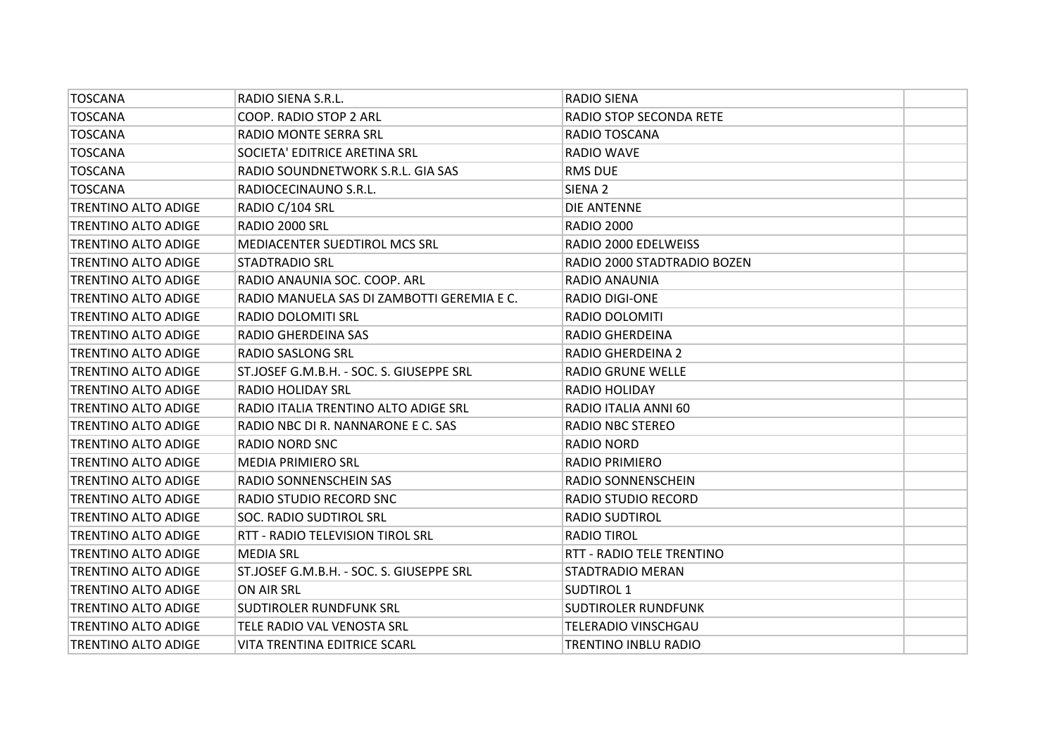| | | | |
|---|---|---|---|
| TOSCANA | RADIO SIENA S.R.L. | RADIO SIENA | |
| TOSCANA | COOP. RADIO STOP 2 ARL | RADIO STOP SECONDA RETE | |
| TOSCANA | RADIO MONTE SERRA SRL | RADIO TOSCANA | |
| TOSCANA | SOCIETA' EDITRICE ARETINA SRL | RADIO WAVE | |
| TOSCANA | RADIO SOUNDNETWORK S.R.L. GIA SAS | RMS DUE | |
| TOSCANA | RADIOCECINAUNO S.R.L. | SIENA 2 | |
| TRENTINO ALTO ADIGE | RADIO C/104 SRL | DIE ANTENNE | |
| TRENTINO ALTO ADIGE | RADIO 2000 SRL | RADIO 2000 | |
| TRENTINO ALTO ADIGE | MEDIACENTER SUEDTIROL MCS SRL | RADIO 2000 EDELWEISS | |
| TRENTINO ALTO ADIGE | STADTRADIO SRL | RADIO 2000 STADTRADIO BOZEN | |
| TRENTINO ALTO ADIGE | RADIO ANAUNIA SOC. COOP. ARL | RADIO ANAUNIA | |
| TRENTINO ALTO ADIGE | RADIO MANUELA SAS DI ZAMBOTTI GEREMIA E C. | RADIO DIGI-ONE | |
| TRENTINO ALTO ADIGE | RADIO DOLOMITI SRL | RADIO DOLOMITI | |
| TRENTINO ALTO ADIGE | RADIO GHERDEINA SAS | RADIO GHERDEINA | |
| TRENTINO ALTO ADIGE | RADIO SASLONG SRL | RADIO GHERDEINA 2 | |
| TRENTINO ALTO ADIGE | ST.JOSEF G.M.B.H. - SOC. S. GIUSEPPE SRL | RADIO GRUNE WELLE | |
| TRENTINO ALTO ADIGE | RADIO HOLIDAY SRL | RADIO HOLIDAY | |
| TRENTINO ALTO ADIGE | RADIO ITALIA TRENTINO ALTO ADIGE SRL | RADIO ITALIA ANNI 60 | |
| TRENTINO ALTO ADIGE | RADIO NBC DI R. NANNARONE E C. SAS | RADIO NBC STEREO | |
| TRENTINO ALTO ADIGE | RADIO NORD SNC | RADIO NORD | |
| TRENTINO ALTO ADIGE | MEDIA PRIMIERO SRL | RADIO PRIMIERO | |
| TRENTINO ALTO ADIGE | RADIO SONNENSCHEIN SAS | RADIO SONNENSCHEIN | |
| TRENTINO ALTO ADIGE | RADIO STUDIO RECORD SNC | RADIO STUDIO RECORD | |
| TRENTINO ALTO ADIGE | SOC. RADIO SUDTIROL SRL | RADIO SUDTIROL | |
| TRENTINO ALTO ADIGE | RTT - RADIO TELEVISION TIROL SRL | RADIO TIROL | |
| TRENTINO ALTO ADIGE | MEDIA SRL | RTT - RADIO TELE TRENTINO | |
| TRENTINO ALTO ADIGE | ST.JOSEF G.M.B.H. - SOC. S. GIUSEPPE SRL | STADTRADIO MERAN | |
| TRENTINO ALTO ADIGE | ON AIR SRL | SUDTIROL 1 | |
| TRENTINO ALTO ADIGE | SUDTIROLER RUNDFUNK SRL | SUDTIROLER RUNDFUNK | |
| TRENTINO ALTO ADIGE | TELE RADIO VAL VENOSTA SRL | TELERADIO VINSCHGAU | |
| TRENTINO ALTO ADIGE | VITA TRENTINA EDITRICE SCARL | TRENTINO INBLU RADIO | |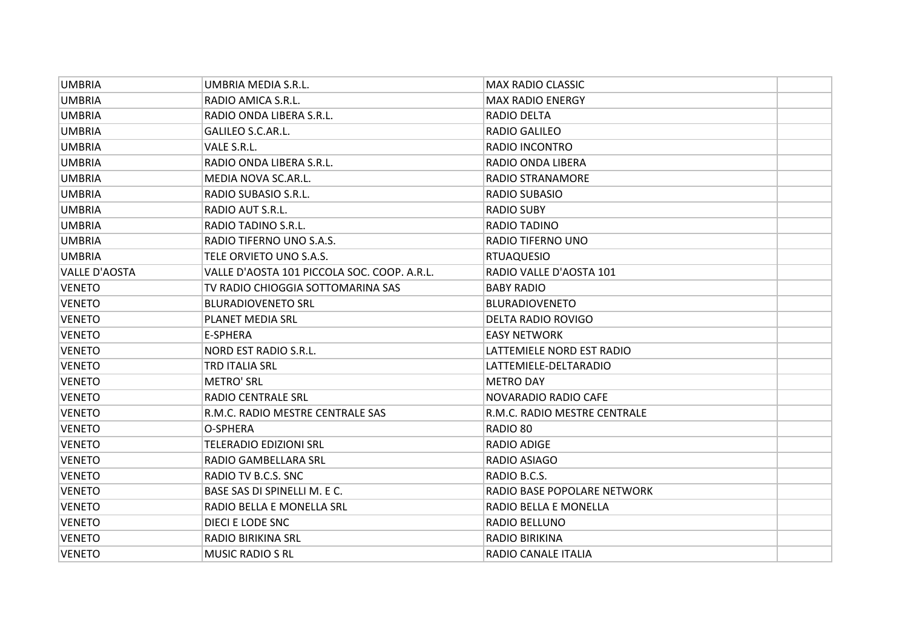| | | | |
|---|---|---|---|
| UMBRIA | UMBRIA MEDIA S.R.L. | MAX RADIO CLASSIC | |
| UMBRIA | RADIO AMICA S.R.L. | MAX RADIO ENERGY | |
| UMBRIA | RADIO ONDA LIBERA S.R.L. | RADIO DELTA | |
| UMBRIA | GALILEO S.C.AR.L. | RADIO GALILEO | |
| UMBRIA | VALE S.R.L. | RADIO INCONTRO | |
| UMBRIA | RADIO ONDA LIBERA S.R.L. | RADIO ONDA LIBERA | |
| UMBRIA | MEDIA NOVA SC.AR.L. | RADIO STRANAMORE | |
| UMBRIA | RADIO SUBASIO S.R.L. | RADIO SUBASIO | |
| UMBRIA | RADIO AUT S.R.L. | RADIO SUBY | |
| UMBRIA | RADIO TADINO S.R.L. | RADIO TADINO | |
| UMBRIA | RADIO TIFERNO UNO S.A.S. | RADIO TIFERNO UNO | |
| UMBRIA | TELE ORVIETO UNO S.A.S. | RTUAQUESIO | |
| VALLE D'AOSTA | VALLE D'AOSTA 101 PICCOLA SOC. COOP. A.R.L. | RADIO VALLE D'AOSTA 101 | |
| VENETO | TV RADIO CHIOGGIA SOTTOMARINA SAS | BABY RADIO | |
| VENETO | BLURADIOVENETO SRL | BLURADIOVENETO | |
| VENETO | PLANET MEDIA SRL | DELTA RADIO ROVIGO | |
| VENETO | E-SPHERA | EASY NETWORK | |
| VENETO | NORD EST RADIO S.R.L. | LATTEMIELE NORD EST RADIO | |
| VENETO | TRD ITALIA SRL | LATTEMIELE-DELTARADIO | |
| VENETO | METRO' SRL | METRO DAY | |
| VENETO | RADIO CENTRALE SRL | NOVARADIO RADIO CAFE | |
| VENETO | R.M.C. RADIO MESTRE CENTRALE SAS | R.M.C. RADIO MESTRE CENTRALE | |
| VENETO | O-SPHERA | RADIO 80 | |
| VENETO | TELERADIO EDIZIONI SRL | RADIO ADIGE | |
| VENETO | RADIO GAMBELLARA SRL | RADIO ASIAGO | |
| VENETO | RADIO TV B.C.S. SNC | RADIO B.C.S. | |
| VENETO | BASE SAS DI SPINELLI M. E C. | RADIO BASE POPOLARE NETWORK | |
| VENETO | RADIO BELLA E MONELLA SRL | RADIO BELLA E MONELLA | |
| VENETO | DIECI E LODE SNC | RADIO BELLUNO | |
| VENETO | RADIO BIRIKINA SRL | RADIO BIRIKINA | |
| VENETO | MUSIC RADIO S RL | RADIO CANALE ITALIA | |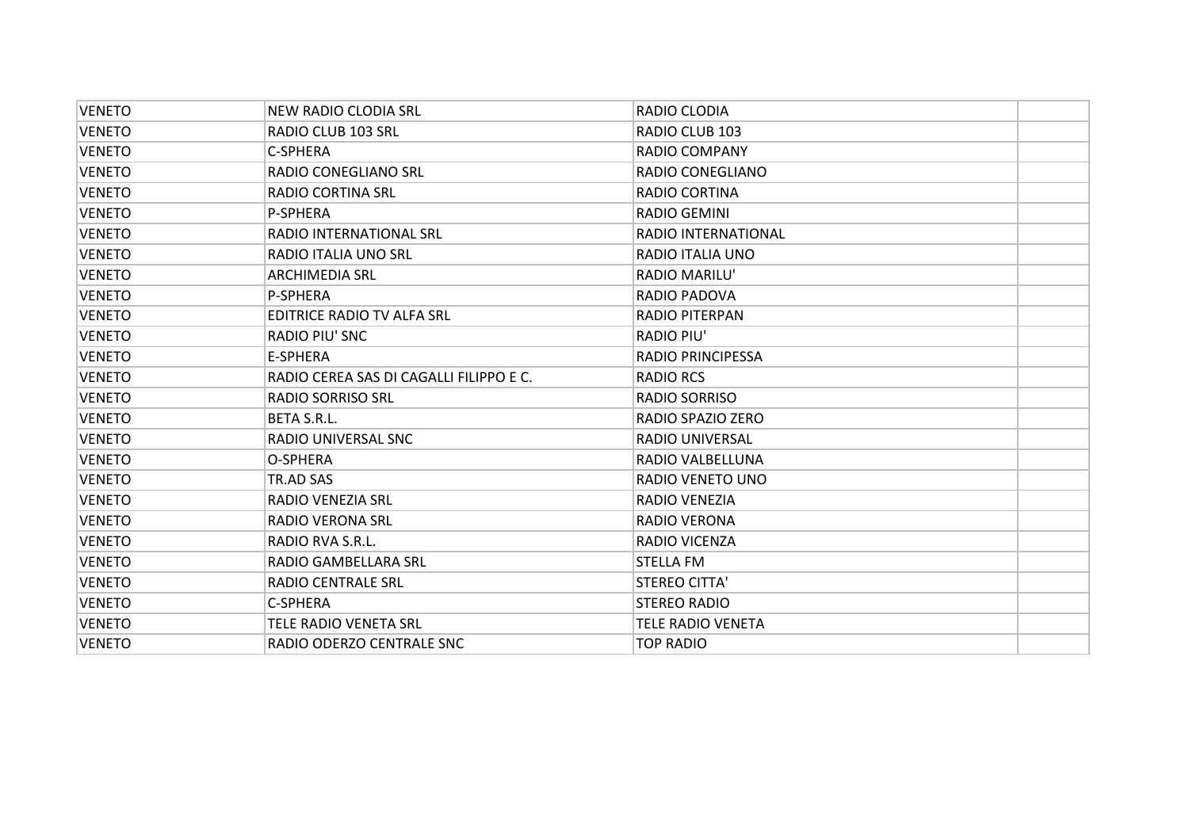| | | | |
|---|---|---|---|
| VENETO | NEW RADIO CLODIA SRL | RADIO CLODIA | |
| VENETO | RADIO CLUB 103 SRL | RADIO CLUB 103 | |
| VENETO | C-SPHERA | RADIO COMPANY | |
| VENETO | RADIO CONEGLIANO SRL | RADIO CONEGLIANO | |
| VENETO | RADIO CORTINA SRL | RADIO CORTINA | |
| VENETO | P-SPHERA | RADIO GEMINI | |
| VENETO | RADIO INTERNATIONAL SRL | RADIO INTERNATIONAL | |
| VENETO | RADIO ITALIA UNO SRL | RADIO ITALIA UNO | |
| VENETO | ARCHIMEDIA SRL | RADIO MARILU' | |
| VENETO | P-SPHERA | RADIO PADOVA | |
| VENETO | EDITRICE RADIO TV ALFA SRL | RADIO PITERPAN | |
| VENETO | RADIO PIU' SNC | RADIO PIU' | |
| VENETO | E-SPHERA | RADIO PRINCIPESSA | |
| VENETO | RADIO CEREA SAS DI CAGALLI FILIPPO E C. | RADIO RCS | |
| VENETO | RADIO SORRISO SRL | RADIO SORRISO | |
| VENETO | BETA S.R.L. | RADIO SPAZIO ZERO | |
| VENETO | RADIO UNIVERSAL SNC | RADIO UNIVERSAL | |
| VENETO | O-SPHERA | RADIO VALBELLUNA | |
| VENETO | TR.AD SAS | RADIO VENETO UNO | |
| VENETO | RADIO VENEZIA SRL | RADIO VENEZIA | |
| VENETO | RADIO VERONA SRL | RADIO VERONA | |
| VENETO | RADIO RVA S.R.L. | RADIO VICENZA | |
| VENETO | RADIO GAMBELLARA SRL | STELLA FM | |
| VENETO | RADIO CENTRALE SRL | STEREO CITTA' | |
| VENETO | C-SPHERA | STEREO RADIO | |
| VENETO | TELE RADIO VENETA SRL | TELE RADIO VENETA | |
| VENETO | RADIO ODERZO CENTRALE SNC | TOP RADIO | |